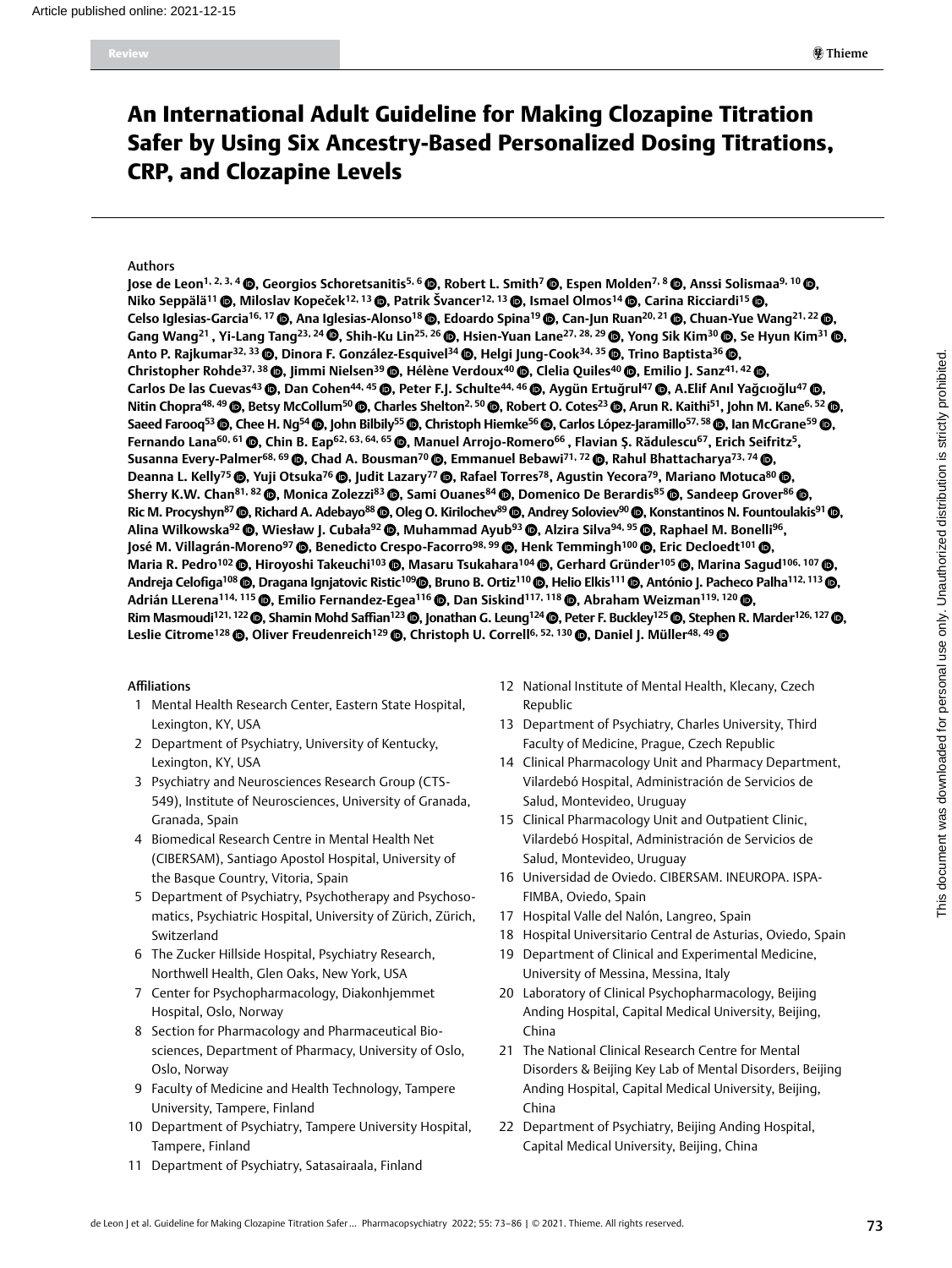# An International Adult Guideline for Making Clozapine Titration Safer by Using Six Ancestry-Based Personalized Dosing Titrations, CRP, and Clozapine Levels

## Authors

**Jose de Leon[1,2,3,4], Georgios Schoretsanitis[5,6], Robert L. Smith[7], Espen Molden[7,8], Anssi Solismaa[9,10], Niko Seppälä[11], Miloslav Kopeček[12,13], Patrik Švancer[12,13], Ismael Olmos[14], Carina Ricciardi[15], Celso Iglesias-Garcia[16,17], Ana Iglesias-Alonso[18], Edoardo Spina[19], Can-Jun Ruan[20,21], Chuan-Yue Wang[21,22], Gang Wang[21], Yi-Lang Tang[23,24], Shih-Ku Lin[25,26], Hsien-Yuan Lane[27,28,29], Yong Sik Kim[30], Se Hyun Kim[31], Anto P. Rajkumar[32,33], Dinora F. González-Esquivel[34], Helgi Jung-Cook[34,35], Trino Baptista[36], Christopher Rohde[37,38], Jimmi Nielsen[39], Hélène Verdoux[40], Clelia Quiles[40], Emilio J. Sanz[41,42], Carlos De las Cuevas[43], Dan Cohen[44,45], Peter F.J. Schulte[44,46], Aygün Ertuğrul[47], A.Elif Anıl Yağcıoğlu[47], Nitin Chopra[48,49], Betsy McCollum[50], Charles Shelton[2,50], Robert O. Cotes[23], Arun R. Kaithi[51], John M. Kane[6,52], Saeed Farooq[53], Chee H. Ng[54], John Bilbily[55], Christoph Hiemke[56], Carlos López-Jaramillo[57,58], Ian McGrane[59], Fernando Lana[60,61], Chin B. Eap[62,63,64,65], Manuel Arrojo-Romero[66], Flavian Ş. Rădulescu[67], Erich Seifritz[5], Susanna Every-Palmer[68,69], Chad A. Bousman[70], Emmanuel Bebawi[71,72], Rahul Bhattacharya[73,74], Deanna L. Kelly[75], Yuji Otsuka[76], Judit Lazary[77], Rafael Torres[78], Agustin Yecora[79], Mariano Motuca[80], Sherry K.W. Chan[81,82], Monica Zolezzi[83], Sami Ouanes[84], Domenico De Berardis[85], Sandeep Grover[86], Ric M. Procyshyn[87], Richard A. Adebayo[88], Oleg O. Kirilochev[89], Andrey Soloviev[90], Konstantinos N. Fountoulakis[91], Alina Wilkowska[92], Wiesław J. Cubała[92], Muhammad Ayub[93], Alzira Silva[94,95], Raphael M. Bonelli[96], José M. Villagrán-Moreno[97], Benedicto Crespo-Facorro[98,99], Henk Temmingh[100], Eric Decloedt[101], Maria R. Pedro[102], Hiroyoshi Takeuchi[103], Masaru Tsukahara[104], Gerhard Gründer[105], Marina Sagud[106,107], Andreja Celofiga[108], Dragana Ignjatovic Ristic[109], Bruno B. Ortiz[110], Helio Elkis[111], António J. Pacheco Palha[112,113], Adrián LLerena[114,115], Emilio Fernandez-Egea[116], Dan Siskind[117,118], Abraham Weizman[119,120], Rim Masmoudi[121,122], Shamin Mohd Saffian[123], Jonathan G. Leung[124], Peter F. Buckley[125], Stephen R. Marder[126,127], Leslie Citrome[128], Oliver Freudenreich[129], Christoph U. Correll[6,52,130], Daniel J. Müller[48,49]**

## Affiliations

1. Mental Health Research Center, Eastern State Hospital, Lexington, KY, USA
2. Department of Psychiatry, University of Kentucky, Lexington, KY, USA
3. Psychiatry and Neurosciences Research Group (CTS-549), Institute of Neurosciences, University of Granada, Granada, Spain
4. Biomedical Research Centre in Mental Health Net (CIBERSAM), Santiago Apostol Hospital, University of the Basque Country, Vitoria, Spain
5. Department of Psychiatry, Psychotherapy and Psychosomatics, Psychiatric Hospital, University of Zürich, Zürich, Switzerland
6. The Zucker Hillside Hospital, Psychiatry Research, Northwell Health, Glen Oaks, New York, USA
7. Center for Psychopharmacology, Diakonhjemmet Hospital, Oslo, Norway
8. Section for Pharmacology and Pharmaceutical Biosciences, Department of Pharmacy, University of Oslo, Oslo, Norway
9. Faculty of Medicine and Health Technology, Tampere University, Tampere, Finland
10. Department of Psychiatry, Tampere University Hospital, Tampere, Finland
11. Department of Psychiatry, Satasairaala, Finland
12. National Institute of Mental Health, Klecany, Czech Republic
13. Department of Psychiatry, Charles University, Third Faculty of Medicine, Prague, Czech Republic
14. Clinical Pharmacology Unit and Pharmacy Department, Vilardebó Hospital, Administración de Servicios de Salud, Montevideo, Uruguay
15. Clinical Pharmacology Unit and Outpatient Clinic, Vilardebó Hospital, Administración de Servicios de Salud, Montevideo, Uruguay
16. Universidad de Oviedo. CIBERSAM. INEUROPA. ISPA-FIMBA, Oviedo, Spain
17. Hospital Valle del Nalón, Langreo, Spain
18. Hospital Universitario Central de Asturias, Oviedo, Spain
19. Department of Clinical and Experimental Medicine, University of Messina, Messina, Italy
20. Laboratory of Clinical Psychopharmacology, Beijing Anding Hospital, Capital Medical University, Beijing, China
21. The National Clinical Research Centre for Mental Disorders & Beijing Key Lab of Mental Disorders, Beijing Anding Hospital, Capital Medical University, Beijing, China
22. Department of Psychiatry, Beijing Anding Hospital, Capital Medical University, Beijing, China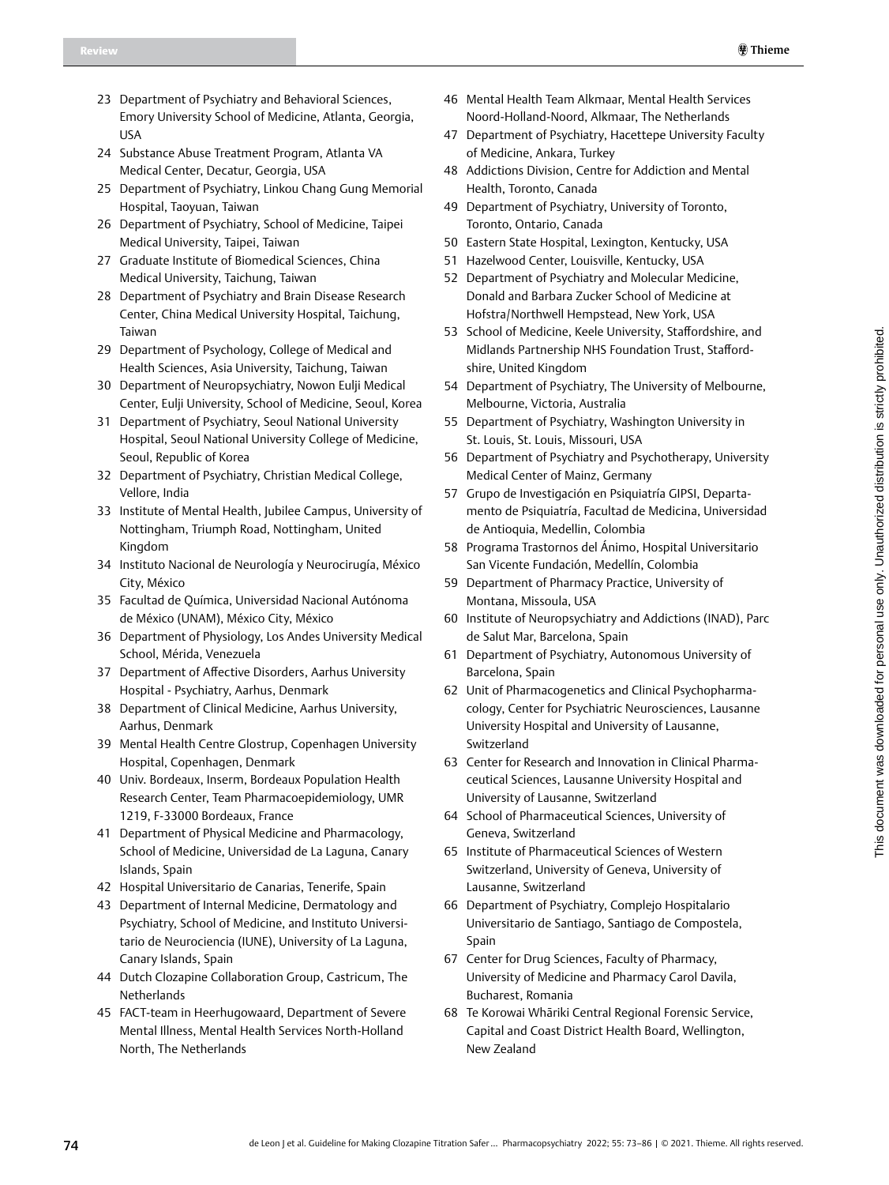23 Department of Psychiatry and Behavioral Sciences, Emory University School of Medicine, Atlanta, Georgia, USA

24 Substance Abuse Treatment Program, Atlanta VA Medical Center, Decatur, Georgia, USA

25 Department of Psychiatry, Linkou Chang Gung Memorial Hospital, Taoyuan, Taiwan

26 Department of Psychiatry, School of Medicine, Taipei Medical University, Taipei, Taiwan

27 Graduate Institute of Biomedical Sciences, China Medical University, Taichung, Taiwan

28 Department of Psychiatry and Brain Disease Research Center, China Medical University Hospital, Taichung, Taiwan

29 Department of Psychology, College of Medical and Health Sciences, Asia University, Taichung, Taiwan

30 Department of Neuropsychiatry, Nowon Eulji Medical Center, Eulji University, School of Medicine, Seoul, Korea

31 Department of Psychiatry, Seoul National University Hospital, Seoul National University College of Medicine, Seoul, Republic of Korea

32 Department of Psychiatry, Christian Medical College, Vellore, India

33 Institute of Mental Health, Jubilee Campus, University of Nottingham, Triumph Road, Nottingham, United Kingdom

34 Instituto Nacional de Neurología y Neurocirugía, México City, México

35 Facultad de Química, Universidad Nacional Autónoma de México (UNAM), México City, México

36 Department of Physiology, Los Andes University Medical School, Mérida, Venezuela

37 Department of Affective Disorders, Aarhus University Hospital - Psychiatry, Aarhus, Denmark

38 Department of Clinical Medicine, Aarhus University, Aarhus, Denmark

39 Mental Health Centre Glostrup, Copenhagen University Hospital, Copenhagen, Denmark

40 Univ. Bordeaux, Inserm, Bordeaux Population Health Research Center, Team Pharmacoepidemiology, UMR 1219, F-33000 Bordeaux, France

41 Department of Physical Medicine and Pharmacology, School of Medicine, Universidad de La Laguna, Canary Islands, Spain

42 Hospital Universitario de Canarias, Tenerife, Spain

43 Department of Internal Medicine, Dermatology and Psychiatry, School of Medicine, and Instituto Universitario de Neurociencia (IUNE), University of La Laguna, Canary Islands, Spain

44 Dutch Clozapine Collaboration Group, Castricum, The Netherlands

45 FACT-team in Heerhugowaard, Department of Severe Mental Illness, Mental Health Services North-Holland North, The Netherlands

46 Mental Health Team Alkmaar, Mental Health Services Noord-Holland-Noord, Alkmaar, The Netherlands

47 Department of Psychiatry, Hacettepe University Faculty of Medicine, Ankara, Turkey

48 Addictions Division, Centre for Addiction and Mental Health, Toronto, Canada

49 Department of Psychiatry, University of Toronto, Toronto, Ontario, Canada

50 Eastern State Hospital, Lexington, Kentucky, USA

51 Hazelwood Center, Louisville, Kentucky, USA

52 Department of Psychiatry and Molecular Medicine, Donald and Barbara Zucker School of Medicine at Hofstra/Northwell Hempstead, New York, USA

53 School of Medicine, Keele University, Staffordshire, and Midlands Partnership NHS Foundation Trust, Staffordshire, United Kingdom

54 Department of Psychiatry, The University of Melbourne, Melbourne, Victoria, Australia

55 Department of Psychiatry, Washington University in St. Louis, St. Louis, Missouri, USA

56 Department of Psychiatry and Psychotherapy, University Medical Center of Mainz, Germany

57 Grupo de Investigación en Psiquiatría GIPSI, Departamento de Psiquiatría, Facultad de Medicina, Universidad de Antioquia, Medellin, Colombia

58 Programa Trastornos del Ánimo, Hospital Universitario San Vicente Fundación, Medellín, Colombia

59 Department of Pharmacy Practice, University of Montana, Missoula, USA

60 Institute of Neuropsychiatry and Addictions (INAD), Parc de Salut Mar, Barcelona, Spain

61 Department of Psychiatry, Autonomous University of Barcelona, Spain

62 Unit of Pharmacogenetics and Clinical Psychopharmacology, Center for Psychiatric Neurosciences, Lausanne University Hospital and University of Lausanne, Switzerland

63 Center for Research and Innovation in Clinical Pharmaceutical Sciences, Lausanne University Hospital and University of Lausanne, Switzerland

64 School of Pharmaceutical Sciences, University of Geneva, Switzerland

65 Institute of Pharmaceutical Sciences of Western Switzerland, University of Geneva, University of Lausanne, Switzerland

66 Department of Psychiatry, Complejo Hospitalario Universitario de Santiago, Santiago de Compostela, Spain

67 Center for Drug Sciences, Faculty of Pharmacy, University of Medicine and Pharmacy Carol Davila, Bucharest, Romania

68 Te Korowai Whāriki Central Regional Forensic Service, Capital and Coast District Health Board, Wellington, New Zealand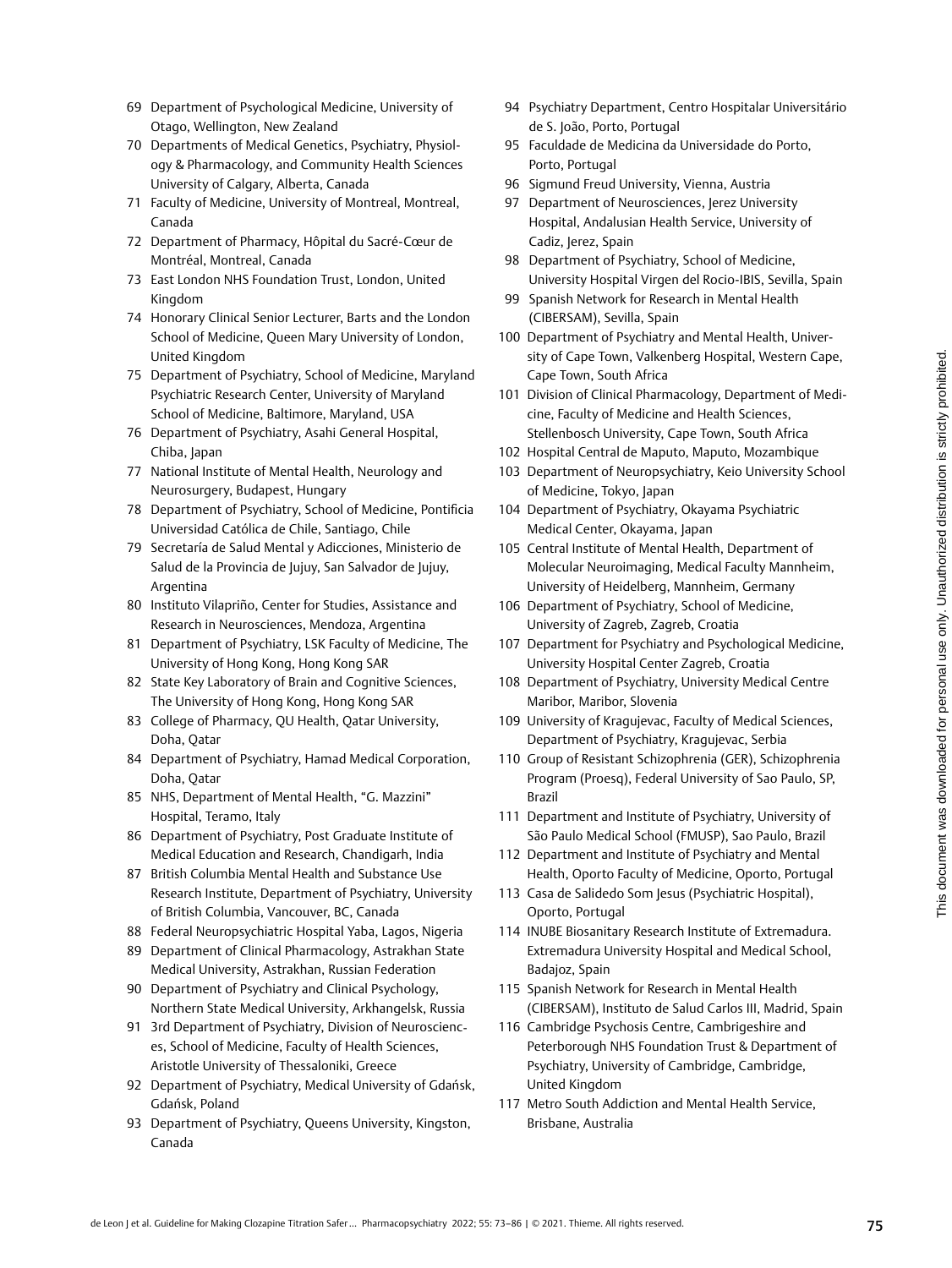69 Department of Psychological Medicine, University of Otago, Wellington, New Zealand

70 Departments of Medical Genetics, Psychiatry, Physiology & Pharmacology, and Community Health Sciences University of Calgary, Alberta, Canada

71 Faculty of Medicine, University of Montreal, Montreal, Canada

72 Department of Pharmacy, Hôpital du Sacré-Cœur de Montréal, Montreal, Canada

73 East London NHS Foundation Trust, London, United Kingdom

74 Honorary Clinical Senior Lecturer, Barts and the London School of Medicine, Queen Mary University of London, United Kingdom

75 Department of Psychiatry, School of Medicine, Maryland Psychiatric Research Center, University of Maryland School of Medicine, Baltimore, Maryland, USA

76 Department of Psychiatry, Asahi General Hospital, Chiba, Japan

77 National Institute of Mental Health, Neurology and Neurosurgery, Budapest, Hungary

78 Department of Psychiatry, School of Medicine, Pontificia Universidad Católica de Chile, Santiago, Chile

79 Secretaría de Salud Mental y Adicciones, Ministerio de Salud de la Provincia de Jujuy, San Salvador de Jujuy, Argentina

80 Instituto Vilapriño, Center for Studies, Assistance and Research in Neurosciences, Mendoza, Argentina

81 Department of Psychiatry, LSK Faculty of Medicine, The University of Hong Kong, Hong Kong SAR

82 State Key Laboratory of Brain and Cognitive Sciences, The University of Hong Kong, Hong Kong SAR

83 College of Pharmacy, QU Health, Qatar University, Doha, Qatar

84 Department of Psychiatry, Hamad Medical Corporation, Doha, Qatar

85 NHS, Department of Mental Health, "G. Mazzini" Hospital, Teramo, Italy

86 Department of Psychiatry, Post Graduate Institute of Medical Education and Research, Chandigarh, India

87 British Columbia Mental Health and Substance Use Research Institute, Department of Psychiatry, University of British Columbia, Vancouver, BC, Canada

88 Federal Neuropsychiatric Hospital Yaba, Lagos, Nigeria

89 Department of Clinical Pharmacology, Astrakhan State Medical University, Astrakhan, Russian Federation

90 Department of Psychiatry and Clinical Psychology, Northern State Medical University, Arkhangelsk, Russia

91 3rd Department of Psychiatry, Division of Neurosciences, School of Medicine, Faculty of Health Sciences, Aristotle University of Thessaloniki, Greece

92 Department of Psychiatry, Medical University of Gdańsk, Gdańsk, Poland

93 Department of Psychiatry, Queens University, Kingston, Canada

94 Psychiatry Department, Centro Hospitalar Universitário de S. João, Porto, Portugal

95 Faculdade de Medicina da Universidade do Porto, Porto, Portugal

96 Sigmund Freud University, Vienna, Austria

97 Department of Neurosciences, Jerez University Hospital, Andalusian Health Service, University of Cadiz, Jerez, Spain

98 Department of Psychiatry, School of Medicine, University Hospital Virgen del Rocio-IBIS, Sevilla, Spain

99 Spanish Network for Research in Mental Health (CIBERSAM), Sevilla, Spain

100 Department of Psychiatry and Mental Health, University of Cape Town, Valkenberg Hospital, Western Cape, Cape Town, South Africa

101 Division of Clinical Pharmacology, Department of Medicine, Faculty of Medicine and Health Sciences, Stellenbosch University, Cape Town, South Africa

102 Hospital Central de Maputo, Maputo, Mozambique

103 Department of Neuropsychiatry, Keio University School of Medicine, Tokyo, Japan

104 Department of Psychiatry, Okayama Psychiatric Medical Center, Okayama, Japan

105 Central Institute of Mental Health, Department of Molecular Neuroimaging, Medical Faculty Mannheim, University of Heidelberg, Mannheim, Germany

106 Department of Psychiatry, School of Medicine, University of Zagreb, Zagreb, Croatia

107 Department for Psychiatry and Psychological Medicine, University Hospital Center Zagreb, Croatia

108 Department of Psychiatry, University Medical Centre Maribor, Maribor, Slovenia

109 University of Kragujevac, Faculty of Medical Sciences, Department of Psychiatry, Kragujevac, Serbia

110 Group of Resistant Schizophrenia (GER), Schizophrenia Program (Proesq), Federal University of Sao Paulo, SP, Brazil

111 Department and Institute of Psychiatry, University of São Paulo Medical School (FMUSP), Sao Paulo, Brazil

112 Department and Institute of Psychiatry and Mental Health, Oporto Faculty of Medicine, Oporto, Portugal

113 Casa de Salidedo Som Jesus (Psychiatric Hospital), Oporto, Portugal

114 INUBE Biosanitary Research Institute of Extremadura. Extremadura University Hospital and Medical School, Badajoz, Spain

115 Spanish Network for Research in Mental Health (CIBERSAM), Instituto de Salud Carlos III, Madrid, Spain

116 Cambridge Psychosis Centre, Cambrigeshire and Peterborough NHS Foundation Trust & Department of Psychiatry, University of Cambridge, Cambridge, United Kingdom

117 Metro South Addiction and Mental Health Service, Brisbane, Australia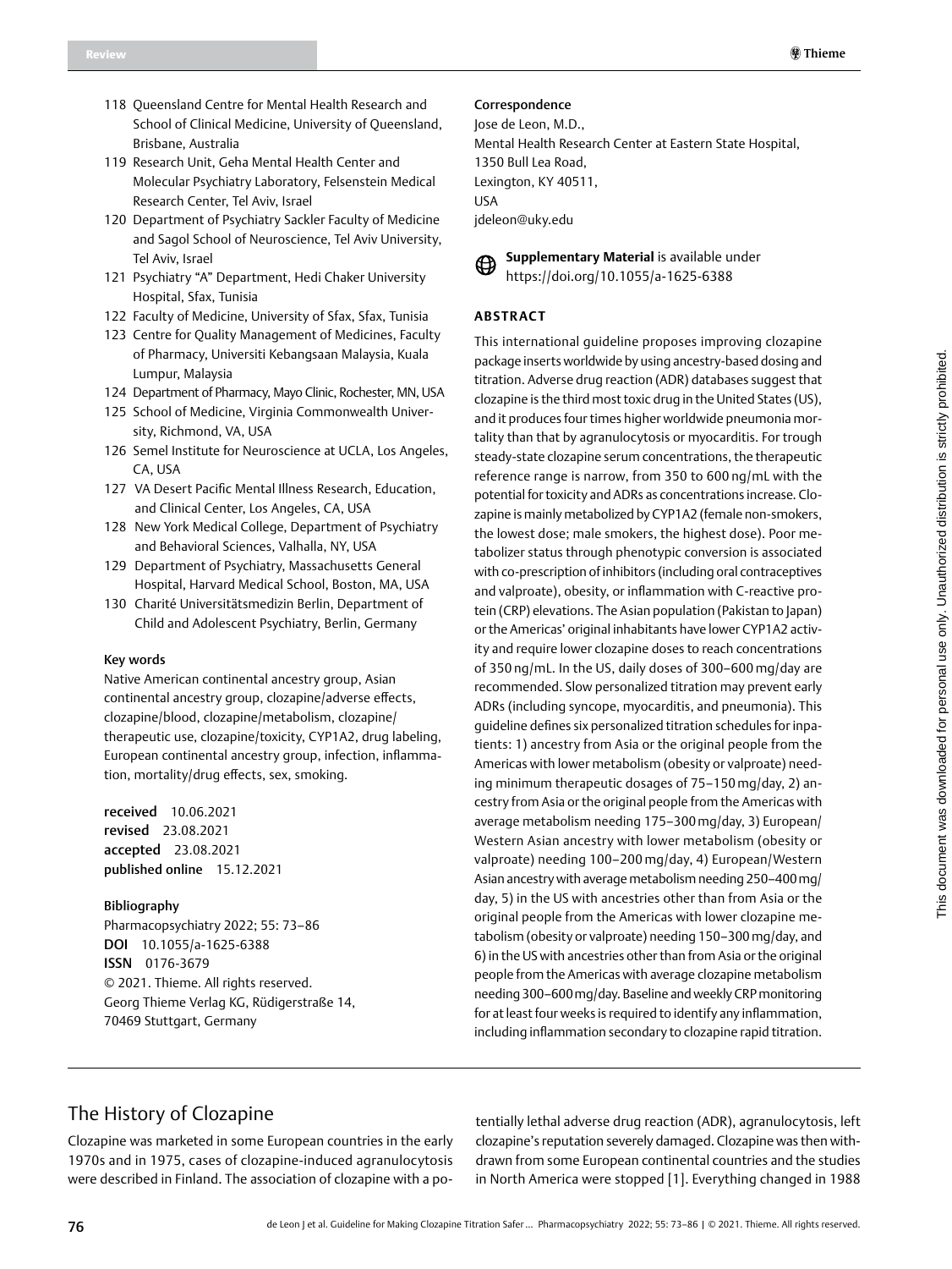118 Queensland Centre for Mental Health Research and School of Clinical Medicine, University of Queensland, Brisbane, Australia

119 Research Unit, Geha Mental Health Center and Molecular Psychiatry Laboratory, Felsenstein Medical Research Center, Tel Aviv, Israel

120 Department of Psychiatry Sackler Faculty of Medicine and Sagol School of Neuroscience, Tel Aviv University, Tel Aviv, Israel

121 Psychiatry "A" Department, Hedi Chaker University Hospital, Sfax, Tunisia

122 Faculty of Medicine, University of Sfax, Sfax, Tunisia

123 Centre for Quality Management of Medicines, Faculty of Pharmacy, Universiti Kebangsaan Malaysia, Kuala Lumpur, Malaysia

124 Department of Pharmacy, Mayo Clinic, Rochester, MN, USA

125 School of Medicine, Virginia Commonwealth University, Richmond, VA, USA

126 Semel Institute for Neuroscience at UCLA, Los Angeles, CA, USA

127 VA Desert Pacific Mental Illness Research, Education, and Clinical Center, Los Angeles, CA, USA

128 New York Medical College, Department of Psychiatry and Behavioral Sciences, Valhalla, NY, USA

129 Department of Psychiatry, Massachusetts General Hospital, Harvard Medical School, Boston, MA, USA

130 Charité Universitätsmedizin Berlin, Department of Child and Adolescent Psychiatry, Berlin, Germany

**Key words**

Native American continental ancestry group, Asian continental ancestry group, clozapine/adverse effects, clozapine/blood, clozapine/metabolism, clozapine/therapeutic use, clozapine/toxicity, CYP1A2, drug labeling, European continental ancestry group, infection, inflammation, mortality/drug effects, sex, smoking.

**received** 10.06.2021
**revised** 23.08.2021
**accepted** 23.08.2021
**published online** 15.12.2021

**Bibliography**

Pharmacopsychiatry 2022; 55: 73–86
**DOI** 10.1055/a-1625-6388
**ISSN** 0176-3679
© 2021. Thieme. All rights reserved.
Georg Thieme Verlag KG, Rüdigerstraße 14, 70469 Stuttgart, Germany

**Correspondence**

Jose de Leon, M.D.,
Mental Health Research Center at Eastern State Hospital,
1350 Bull Lea Road,
Lexington, KY 40511,
USA
jdeleon@uky.edu

**Supplementary Material** is available under https://doi.org/10.1055/a-1625-6388

## ABSTRACT

This international guideline proposes improving clozapine package inserts worldwide by using ancestry-based dosing and titration. Adverse drug reaction (ADR) databases suggest that clozapine is the third most toxic drug in the United States (US), and it produces four times higher worldwide pneumonia mortality than that by agranulocytosis or myocarditis. For trough steady-state clozapine serum concentrations, the therapeutic reference range is narrow, from 350 to 600 ng/mL with the potential for toxicity and ADRs as concentrations increase. Clozapine is mainly metabolized by CYP1A2 (female non-smokers, the lowest dose; male smokers, the highest dose). Poor metabolizer status through phenotypic conversion is associated with co-prescription of inhibitors (including oral contraceptives and valproate), obesity, or inflammation with C-reactive protein (CRP) elevations. The Asian population (Pakistan to Japan) or the Americas' original inhabitants have lower CYP1A2 activity and require lower clozapine doses to reach concentrations of 350 ng/mL. In the US, daily doses of 300–600 mg/day are recommended. Slow personalized titration may prevent early ADRs (including syncope, myocarditis, and pneumonia). This guideline defines six personalized titration schedules for inpatients: 1) ancestry from Asia or the original people from the Americas with lower metabolism (obesity or valproate) needing minimum therapeutic dosages of 75–150 mg/day, 2) ancestry from Asia or the original people from the Americas with average metabolism needing 175–300 mg/day, 3) European/Western Asian ancestry with lower metabolism (obesity or valproate) needing 100–200 mg/day, 4) European/Western Asian ancestry with average metabolism needing 250–400 mg/day, 5) in the US with ancestries other than from Asia or the original people from the Americas with lower clozapine metabolism (obesity or valproate) needing 150–300 mg/day, and 6) in the US with ancestries other than from Asia or the original people from the Americas with average clozapine metabolism needing 300–600 mg/day. Baseline and weekly CRP monitoring for at least four weeks is required to identify any inflammation, including inflammation secondary to clozapine rapid titration.

## The History of Clozapine

Clozapine was marketed in some European countries in the early 1970s and in 1975, cases of clozapine-induced agranulocytosis were described in Finland. The association of clozapine with a potentially lethal adverse drug reaction (ADR), agranulocytosis, left clozapine's reputation severely damaged. Clozapine was then withdrawn from some European continental countries and the studies in North America were stopped [1]. Everything changed in 1988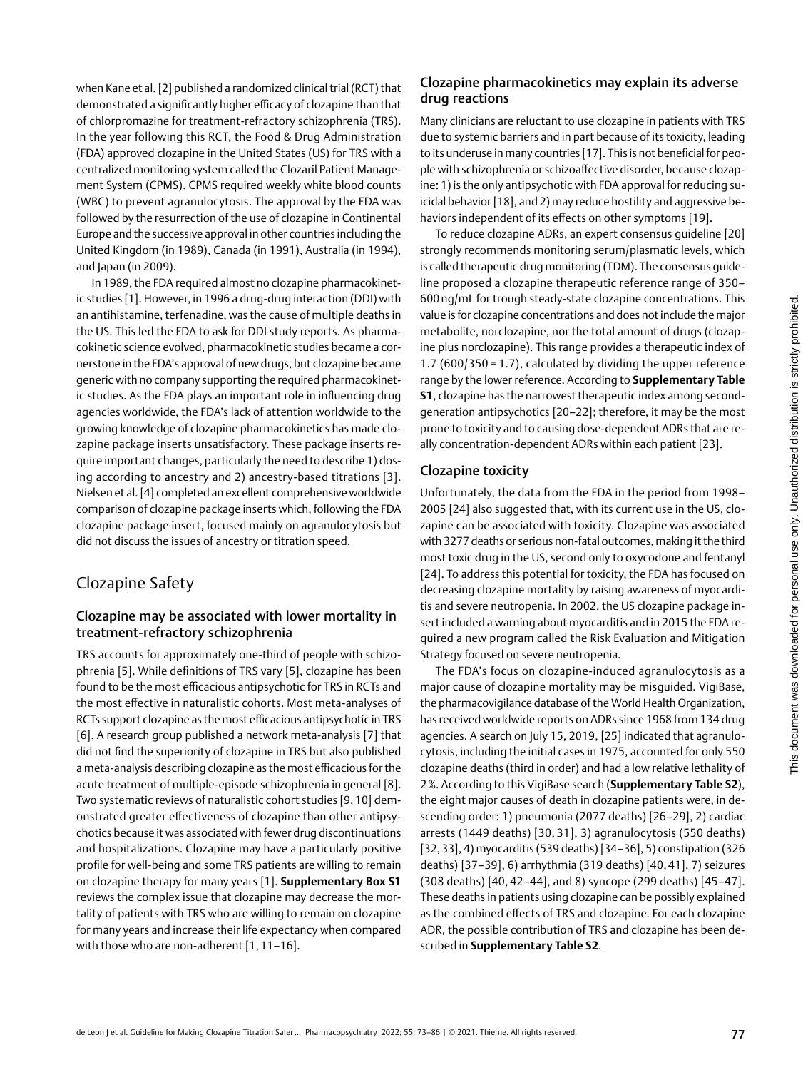when Kane et al. [2] published a randomized clinical trial (RCT) that demonstrated a significantly higher efficacy of clozapine than that of chlorpromazine for treatment-refractory schizophrenia (TRS). In the year following this RCT, the Food & Drug Administration (FDA) approved clozapine in the United States (US) for TRS with a centralized monitoring system called the Clozaril Patient Management System (CPMS). CPMS required weekly white blood counts (WBC) to prevent agranulocytosis. The approval by the FDA was followed by the resurrection of the use of clozapine in Continental Europe and the successive approval in other countries including the United Kingdom (in 1989), Canada (in 1991), Australia (in 1994), and Japan (in 2009).

In 1989, the FDA required almost no clozapine pharmacokinetic studies [1]. However, in 1996 a drug-drug interaction (DDI) with an antihistamine, terfenadine, was the cause of multiple deaths in the US. This led the FDA to ask for DDI study reports. As pharmacokinetic science evolved, pharmacokinetic studies became a cornerstone in the FDA's approval of new drugs, but clozapine became generic with no company supporting the required pharmacokinetic studies. As the FDA plays an important role in influencing drug agencies worldwide, the FDA's lack of attention worldwide to the growing knowledge of clozapine pharmacokinetics has made clozapine package inserts unsatisfactory. These package inserts require important changes, particularly the need to describe 1) dosing according to ancestry and 2) ancestry-based titrations [3]. Nielsen et al. [4] completed an excellent comprehensive worldwide comparison of clozapine package inserts which, following the FDA clozapine package insert, focused mainly on agranulocytosis but did not discuss the issues of ancestry or titration speed.

## Clozapine Safety

### Clozapine may be associated with lower mortality in treatment-refractory schizophrenia

TRS accounts for approximately one-third of people with schizophrenia [5]. While definitions of TRS vary [5], clozapine has been found to be the most efficacious antipsychotic for TRS in RCTs and the most effective in naturalistic cohorts. Most meta-analyses of RCTs support clozapine as the most efficacious antipsychotic in TRS [6]. A research group published a network meta-analysis [7] that did not find the superiority of clozapine in TRS but also published a meta-analysis describing clozapine as the most efficacious for the acute treatment of multiple-episode schizophrenia in general [8]. Two systematic reviews of naturalistic cohort studies [9, 10] demonstrated greater effectiveness of clozapine than other antipsychotics because it was associated with fewer drug discontinuations and hospitalizations. Clozapine may have a particularly positive profile for well-being and some TRS patients are willing to remain on clozapine therapy for many years [1]. **Supplementary Box S1** reviews the complex issue that clozapine may decrease the mortality of patients with TRS who are willing to remain on clozapine for many years and increase their life expectancy when compared with those who are non-adherent [1, 11–16].

### Clozapine pharmacokinetics may explain its adverse drug reactions

Many clinicians are reluctant to use clozapine in patients with TRS due to systemic barriers and in part because of its toxicity, leading to its underuse in many countries [17]. This is not beneficial for people with schizophrenia or schizoaffective disorder, because clozapine: 1) is the only antipsychotic with FDA approval for reducing suicidal behavior [18], and 2) may reduce hostility and aggressive behaviors independent of its effects on other symptoms [19].

To reduce clozapine ADRs, an expert consensus guideline [20] strongly recommends monitoring serum/plasmatic levels, which is called therapeutic drug monitoring (TDM). The consensus guideline proposed a clozapine therapeutic reference range of 350–600 ng/mL for trough steady-state clozapine concentrations. This value is for clozapine concentrations and does not include the major metabolite, norclozapine, nor the total amount of drugs (clozapine plus norclozapine). This range provides a therapeutic index of 1.7 (600/350 = 1.7), calculated by dividing the upper reference range by the lower reference. According to **Supplementary Table S1**, clozapine has the narrowest therapeutic index among second-generation antipsychotics [20–22]; therefore, it may be the most prone to toxicity and to causing dose-dependent ADRs that are really concentration-dependent ADRs within each patient [23].

### Clozapine toxicity

Unfortunately, the data from the FDA in the period from 1998–2005 [24] also suggested that, with its current use in the US, clozapine can be associated with toxicity. Clozapine was associated with 3277 deaths or serious non-fatal outcomes, making it the third most toxic drug in the US, second only to oxycodone and fentanyl [24]. To address this potential for toxicity, the FDA has focused on decreasing clozapine mortality by raising awareness of myocarditis and severe neutropenia. In 2002, the US clozapine package insert included a warning about myocarditis and in 2015 the FDA required a new program called the Risk Evaluation and Mitigation Strategy focused on severe neutropenia.

The FDA's focus on clozapine-induced agranulocytosis as a major cause of clozapine mortality may be misguided. VigiBase, the pharmacovigilance database of the World Health Organization, has received worldwide reports on ADRs since 1968 from 134 drug agencies. A search on July 15, 2019, [25] indicated that agranulocytosis, including the initial cases in 1975, accounted for only 550 clozapine deaths (third in order) and had a low relative lethality of 2 %. According to this VigiBase search (**Supplementary Table S2**), the eight major causes of death in clozapine patients were, in descending order: 1) pneumonia (2077 deaths) [26–29], 2) cardiac arrests (1449 deaths) [30, 31], 3) agranulocytosis (550 deaths) [32, 33], 4) myocarditis (539 deaths) [34–36], 5) constipation (326 deaths) [37–39], 6) arrhythmia (319 deaths) [40, 41], 7) seizures (308 deaths) [40, 42–44], and 8) syncope (299 deaths) [45–47]. These deaths in patients using clozapine can be possibly explained as the combined effects of TRS and clozapine. For each clozapine ADR, the possible contribution of TRS and clozapine has been described in **Supplementary Table S2**.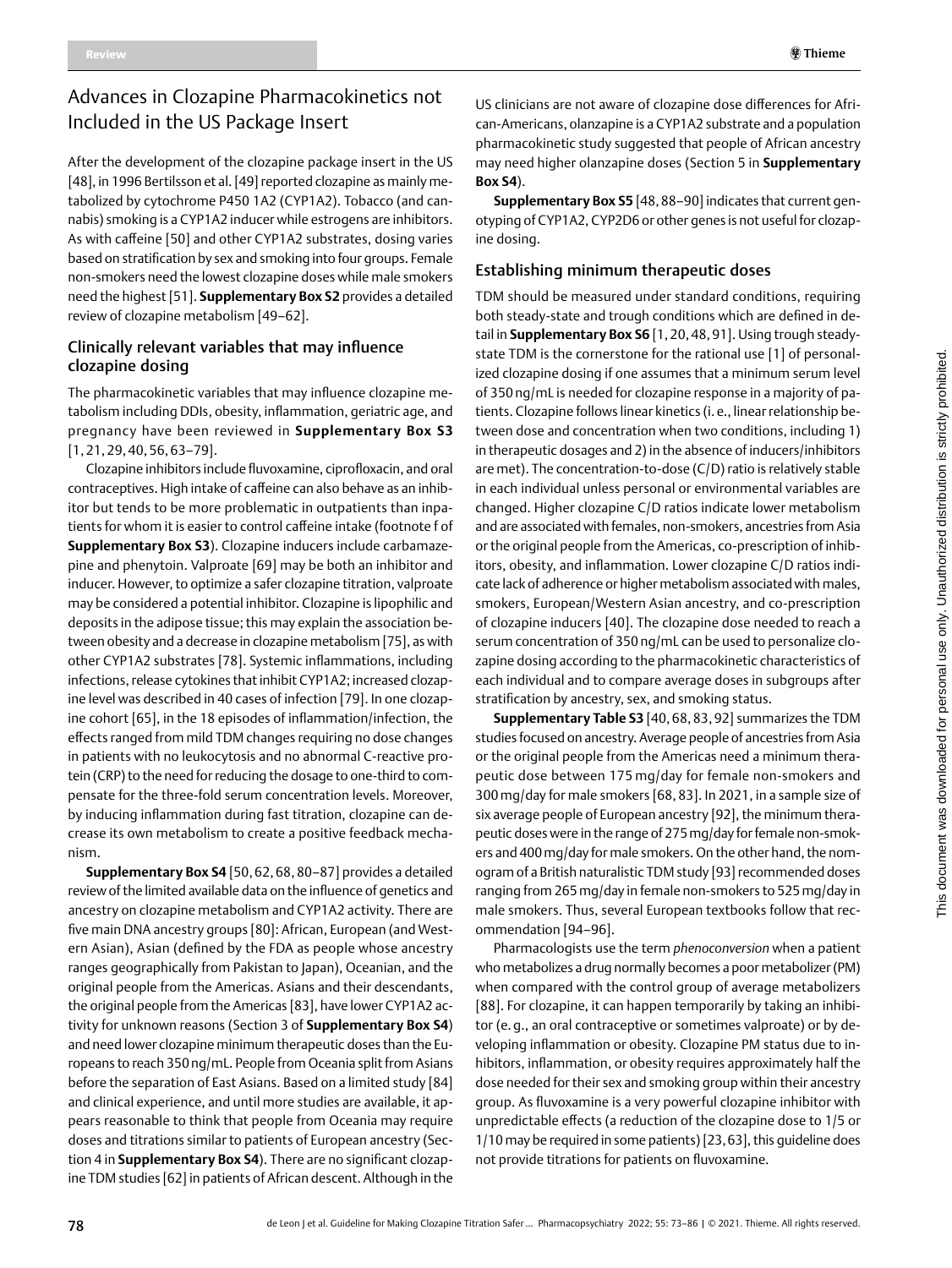## Advances in Clozapine Pharmacokinetics not Included in the US Package Insert

After the development of the clozapine package insert in the US [48], in 1996 Bertilsson et al. [49] reported clozapine as mainly metabolized by cytochrome P450 1A2 (CYP1A2). Tobacco (and cannabis) smoking is a CYP1A2 inducer while estrogens are inhibitors. As with caffeine [50] and other CYP1A2 substrates, dosing varies based on stratification by sex and smoking into four groups. Female non-smokers need the lowest clozapine doses while male smokers need the highest [51]. **Supplementary Box S2** provides a detailed review of clozapine metabolism [49–62].

### Clinically relevant variables that may influence clozapine dosing

The pharmacokinetic variables that may influence clozapine metabolism including DDIs, obesity, inflammation, geriatric age, and pregnancy have been reviewed in **Supplementary Box S3** [1, 21, 29, 40, 56, 63–79].

Clozapine inhibitors include fluvoxamine, ciprofloxacin, and oral contraceptives. High intake of caffeine can also behave as an inhibitor but tends to be more problematic in outpatients than inpatients for whom it is easier to control caffeine intake (footnote f of **Supplementary Box S3**). Clozapine inducers include carbamazepine and phenytoin. Valproate [69] may be both an inhibitor and inducer. However, to optimize a safer clozapine titration, valproate may be considered a potential inhibitor. Clozapine is lipophilic and deposits in the adipose tissue; this may explain the association between obesity and a decrease in clozapine metabolism [75], as with other CYP1A2 substrates [78]. Systemic inflammations, including infections, release cytokines that inhibit CYP1A2; increased clozapine level was described in 40 cases of infection [79]. In one clozapine cohort [65], in the 18 episodes of inflammation/infection, the effects ranged from mild TDM changes requiring no dose changes in patients with no leukocytosis and no abnormal C-reactive protein (CRP) to the need for reducing the dosage to one-third to compensate for the three-fold serum concentration levels. Moreover, by inducing inflammation during fast titration, clozapine can decrease its own metabolism to create a positive feedback mechanism.

**Supplementary Box S4** [50, 62, 68, 80–87] provides a detailed review of the limited available data on the influence of genetics and ancestry on clozapine metabolism and CYP1A2 activity. There are five main DNA ancestry groups [80]: African, European (and Western Asian), Asian (defined by the FDA as people whose ancestry ranges geographically from Pakistan to Japan), Oceanian, and the original people from the Americas. Asians and their descendants, the original people from the Americas [83], have lower CYP1A2 activity for unknown reasons (Section 3 of **Supplementary Box S4**) and need lower clozapine minimum therapeutic doses than the Europeans to reach 350 ng/mL. People from Oceania split from Asians before the separation of East Asians. Based on a limited study [84] and clinical experience, and until more studies are available, it appears reasonable to think that people from Oceania may require doses and titrations similar to patients of European ancestry (Section 4 in **Supplementary Box S4**). There are no significant clozapine TDM studies [62] in patients of African descent. Although in the US clinicians are not aware of clozapine dose differences for African-Americans, olanzapine is a CYP1A2 substrate and a population pharmacokinetic study suggested that people of African ancestry may need higher olanzapine doses (Section 5 in **Supplementary Box S4**).

**Supplementary Box S5** [48, 88–90] indicates that current genotyping of CYP1A2, CYP2D6 or other genes is not useful for clozapine dosing.

### Establishing minimum therapeutic doses

TDM should be measured under standard conditions, requiring both steady-state and trough conditions which are defined in detail in **Supplementary Box S6** [1, 20, 48, 91]. Using trough steady-state TDM is the cornerstone for the rational use [1] of personalized clozapine dosing if one assumes that a minimum serum level of 350 ng/mL is needed for clozapine response in a majority of patients. Clozapine follows linear kinetics (i. e., linear relationship between dose and concentration when two conditions, including 1) in therapeutic dosages and 2) in the absence of inducers/inhibitors are met). The concentration-to-dose (C/D) ratio is relatively stable in each individual unless personal or environmental variables are changed. Higher clozapine C/D ratios indicate lower metabolism and are associated with females, non-smokers, ancestries from Asia or the original people from the Americas, co-prescription of inhibitors, obesity, and inflammation. Lower clozapine C/D ratios indicate lack of adherence or higher metabolism associated with males, smokers, European/Western Asian ancestry, and co-prescription of clozapine inducers [40]. The clozapine dose needed to reach a serum concentration of 350 ng/mL can be used to personalize clozapine dosing according to the pharmacokinetic characteristics of each individual and to compare average doses in subgroups after stratification by ancestry, sex, and smoking status.

**Supplementary Table S3** [40, 68, 83, 92] summarizes the TDM studies focused on ancestry. Average people of ancestries from Asia or the original people from the Americas need a minimum therapeutic dose between 175 mg/day for female non-smokers and 300 mg/day for male smokers [68, 83]. In 2021, in a sample size of six average people of European ancestry [92], the minimum therapeutic doses were in the range of 275 mg/day for female non-smokers and 400 mg/day for male smokers. On the other hand, the nomogram of a British naturalistic TDM study [93] recommended doses ranging from 265 mg/day in female non-smokers to 525 mg/day in male smokers. Thus, several European textbooks follow that recommendation [94–96].

Pharmacologists use the term *phenoconversion* when a patient who metabolizes a drug normally becomes a poor metabolizer (PM) when compared with the control group of average metabolizers [88]. For clozapine, it can happen temporarily by taking an inhibitor (e. g., an oral contraceptive or sometimes valproate) or by developing inflammation or obesity. Clozapine PM status due to inhibitors, inflammation, or obesity requires approximately half the dose needed for their sex and smoking group within their ancestry group. As fluvoxamine is a very powerful clozapine inhibitor with unpredictable effects (a reduction of the clozapine dose to 1/5 or 1/10 may be required in some patients) [23, 63], this guideline does not provide titrations for patients on fluvoxamine.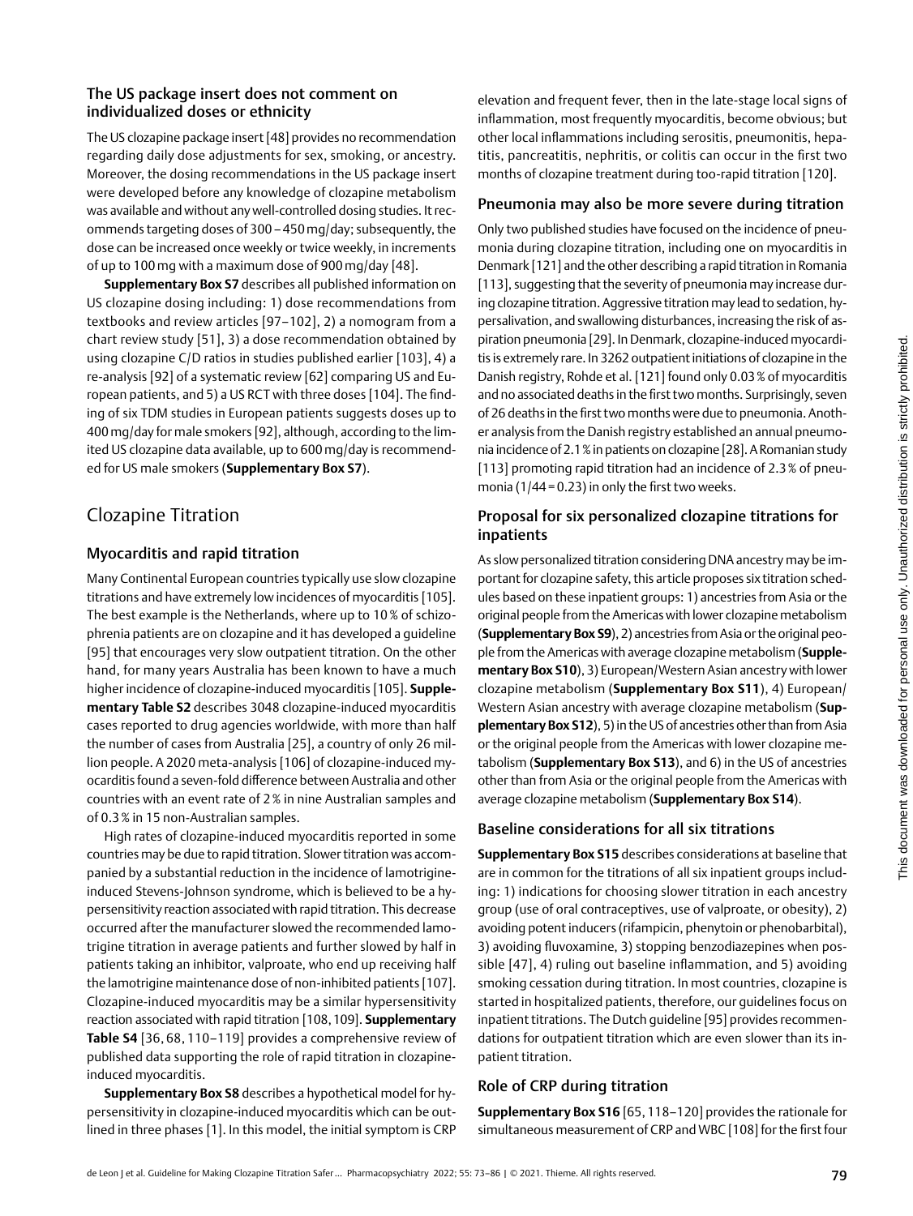### The US package insert does not comment on individualized doses or ethnicity

The US clozapine package insert [48] provides no recommendation regarding daily dose adjustments for sex, smoking, or ancestry. Moreover, the dosing recommendations in the US package insert were developed before any knowledge of clozapine metabolism was available and without any well-controlled dosing studies. It recommends targeting doses of 300 – 450 mg/day; subsequently, the dose can be increased once weekly or twice weekly, in increments of up to 100 mg with a maximum dose of 900 mg/day [48].

**Supplementary Box S7** describes all published information on US clozapine dosing including: 1) dose recommendations from textbooks and review articles [97–102], 2) a nomogram from a chart review study [51], 3) a dose recommendation obtained by using clozapine C/D ratios in studies published earlier [103], 4) a re-analysis [92] of a systematic review [62] comparing US and European patients, and 5) a US RCT with three doses [104]. The finding of six TDM studies in European patients suggests doses up to 400 mg/day for male smokers [92], although, according to the limited US clozapine data available, up to 600 mg/day is recommended for US male smokers (**Supplementary Box S7**).

## Clozapine Titration

### Myocarditis and rapid titration

Many Continental European countries typically use slow clozapine titrations and have extremely low incidences of myocarditis [105]. The best example is the Netherlands, where up to 10 % of schizophrenia patients are on clozapine and it has developed a guideline [95] that encourages very slow outpatient titration. On the other hand, for many years Australia has been known to have a much higher incidence of clozapine-induced myocarditis [105]. **Supplementary Table S2** describes 3048 clozapine-induced myocarditis cases reported to drug agencies worldwide, with more than half the number of cases from Australia [25], a country of only 26 million people. A 2020 meta-analysis [106] of clozapine-induced myocarditis found a seven-fold difference between Australia and other countries with an event rate of 2 % in nine Australian samples and of 0.3 % in 15 non-Australian samples.

High rates of clozapine-induced myocarditis reported in some countries may be due to rapid titration. Slower titration was accompanied by a substantial reduction in the incidence of lamotrigine-induced Stevens-Johnson syndrome, which is believed to be a hypersensitivity reaction associated with rapid titration. This decrease occurred after the manufacturer slowed the recommended lamotrigine titration in average patients and further slowed by half in patients taking an inhibitor, valproate, who end up receiving half the lamotrigine maintenance dose of non-inhibited patients [107]. Clozapine-induced myocarditis may be a similar hypersensitivity reaction associated with rapid titration [108, 109]. **Supplementary Table S4** [36, 68, 110–119] provides a comprehensive review of published data supporting the role of rapid titration in clozapine-induced myocarditis.

**Supplementary Box S8** describes a hypothetical model for hypersensitivity in clozapine-induced myocarditis which can be outlined in three phases [1]. In this model, the initial symptom is CRP elevation and frequent fever, then in the late-stage local signs of inflammation, most frequently myocarditis, become obvious; but other local inflammations including serositis, pneumonitis, hepatitis, pancreatitis, nephritis, or colitis can occur in the first two months of clozapine treatment during too-rapid titration [120].

### Pneumonia may also be more severe during titration

Only two published studies have focused on the incidence of pneumonia during clozapine titration, including one on myocarditis in Denmark [121] and the other describing a rapid titration in Romania [113], suggesting that the severity of pneumonia may increase during clozapine titration. Aggressive titration may lead to sedation, hypersalivation, and swallowing disturbances, increasing the risk of aspiration pneumonia [29]. In Denmark, clozapine-induced myocarditis is extremely rare. In 3262 outpatient initiations of clozapine in the Danish registry, Rohde et al. [121] found only 0.03 % of myocarditis and no associated deaths in the first two months. Surprisingly, seven of 26 deaths in the first two months were due to pneumonia. Another analysis from the Danish registry established an annual pneumonia incidence of 2.1 % in patients on clozapine [28]. A Romanian study [113] promoting rapid titration had an incidence of 2.3 % of pneumonia (1/44 = 0.23) in only the first two weeks.

### Proposal for six personalized clozapine titrations for inpatients

As slow personalized titration considering DNA ancestry may be important for clozapine safety, this article proposes six titration schedules based on these inpatient groups: 1) ancestries from Asia or the original people from the Americas with lower clozapine metabolism (**Supplementary Box S9**), 2) ancestries from Asia or the original people from the Americas with average clozapine metabolism (**Supplementary Box S10**), 3) European/Western Asian ancestry with lower clozapine metabolism (**Supplementary Box S11**), 4) European/Western Asian ancestry with average clozapine metabolism (**Supplementary Box S12**), 5) in the US of ancestries other than from Asia or the original people from the Americas with lower clozapine metabolism (**Supplementary Box S13**), and 6) in the US of ancestries other than from Asia or the original people from the Americas with average clozapine metabolism (**Supplementary Box S14**).

### Baseline considerations for all six titrations

**Supplementary Box S15** describes considerations at baseline that are in common for the titrations of all six inpatient groups including: 1) indications for choosing slower titration in each ancestry group (use of oral contraceptives, use of valproate, or obesity), 2) avoiding potent inducers (rifampicin, phenytoin or phenobarbital), 3) avoiding fluvoxamine, 3) stopping benzodiazepines when possible [47], 4) ruling out baseline inflammation, and 5) avoiding smoking cessation during titration. In most countries, clozapine is started in hospitalized patients, therefore, our guidelines focus on inpatient titrations. The Dutch guideline [95] provides recommendations for outpatient titration which are even slower than its inpatient titration.

### Role of CRP during titration

**Supplementary Box S16** [65, 118–120] provides the rationale for simultaneous measurement of CRP and WBC [108] for the first four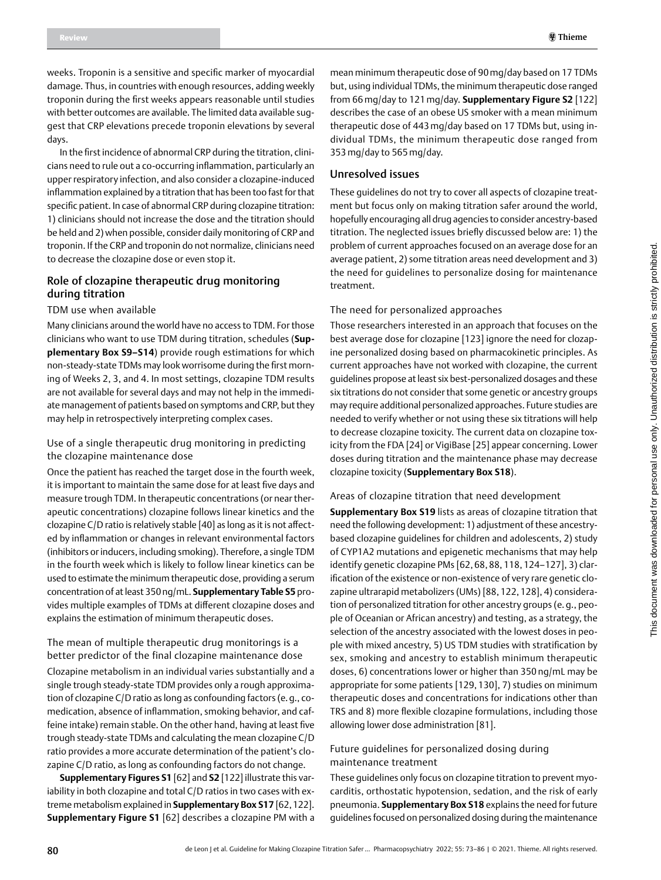weeks. Troponin is a sensitive and specific marker of myocardial damage. Thus, in countries with enough resources, adding weekly troponin during the first weeks appears reasonable until studies with better outcomes are available. The limited data available suggest that CRP elevations precede troponin elevations by several days.

In the first incidence of abnormal CRP during the titration, clinicians need to rule out a co-occurring inflammation, particularly an upper respiratory infection, and also consider a clozapine-induced inflammation explained by a titration that has been too fast for that specific patient. In case of abnormal CRP during clozapine titration: 1) clinicians should not increase the dose and the titration should be held and 2) when possible, consider daily monitoring of CRP and troponin. If the CRP and troponin do not normalize, clinicians need to decrease the clozapine dose or even stop it.

## Role of clozapine therapeutic drug monitoring during titration

### TDM use when available

Many clinicians around the world have no access to TDM. For those clinicians who want to use TDM during titration, schedules (**Supplementary Box S9–S14**) provide rough estimations for which non-steady-state TDMs may look worrisome during the first morning of Weeks 2, 3, and 4. In most settings, clozapine TDM results are not available for several days and may not help in the immediate management of patients based on symptoms and CRP, but they may help in retrospectively interpreting complex cases.

### Use of a single therapeutic drug monitoring in predicting the clozapine maintenance dose

Once the patient has reached the target dose in the fourth week, it is important to maintain the same dose for at least five days and measure trough TDM. In therapeutic concentrations (or near therapeutic concentrations) clozapine follows linear kinetics and the clozapine C/D ratio is relatively stable [40] as long as it is not affected by inflammation or changes in relevant environmental factors (inhibitors or inducers, including smoking). Therefore, a single TDM in the fourth week which is likely to follow linear kinetics can be used to estimate the minimum therapeutic dose, providing a serum concentration of at least 350 ng/mL. **Supplementary Table S5** provides multiple examples of TDMs at different clozapine doses and explains the estimation of minimum therapeutic doses.

### The mean of multiple therapeutic drug monitorings is a better predictor of the final clozapine maintenance dose

Clozapine metabolism in an individual varies substantially and a single trough steady-state TDM provides only a rough approximation of clozapine C/D ratio as long as confounding factors (e. g., comedication, absence of inflammation, smoking behavior, and caffeine intake) remain stable. On the other hand, having at least five trough steady-state TDMs and calculating the mean clozapine C/D ratio provides a more accurate determination of the patient's clozapine C/D ratio, as long as confounding factors do not change.

**Supplementary Figures S1** [62] and **S2** [122] illustrate this variability in both clozapine and total C/D ratios in two cases with extreme metabolism explained in **Supplementary Box S17** [62, 122]. **Supplementary Figure S1** [62] describes a clozapine PM with a mean minimum therapeutic dose of 90 mg/day based on 17 TDMs but, using individual TDMs, the minimum therapeutic dose ranged from 66 mg/day to 121 mg/day. **Supplementary Figure S2** [122] describes the case of an obese US smoker with a mean minimum therapeutic dose of 443 mg/day based on 17 TDMs but, using individual TDMs, the minimum therapeutic dose ranged from 353 mg/day to 565 mg/day.

## Unresolved issues

These guidelines do not try to cover all aspects of clozapine treatment but focus only on making titration safer around the world, hopefully encouraging all drug agencies to consider ancestry-based titration. The neglected issues briefly discussed below are: 1) the problem of current approaches focused on an average dose for an average patient, 2) some titration areas need development and 3) the need for guidelines to personalize dosing for maintenance treatment.

### The need for personalized approaches

Those researchers interested in an approach that focuses on the best average dose for clozapine [123] ignore the need for clozapine personalized dosing based on pharmacokinetic principles. As current approaches have not worked with clozapine, the current guidelines propose at least six best-personalized dosages and these six titrations do not consider that some genetic or ancestry groups may require additional personalized approaches. Future studies are needed to verify whether or not using these six titrations will help to decrease clozapine toxicity. The current data on clozapine toxicity from the FDA [24] or VigiBase [25] appear concerning. Lower doses during titration and the maintenance phase may decrease clozapine toxicity (**Supplementary Box S18**).

### Areas of clozapine titration that need development

**Supplementary Box S19** lists as areas of clozapine titration that need the following development: 1) adjustment of these ancestry-based clozapine guidelines for children and adolescents, 2) study of CYP1A2 mutations and epigenetic mechanisms that may help identify genetic clozapine PMs [62, 68, 88, 118, 124–127], 3) clarification of the existence or non-existence of very rare genetic clozapine ultrarapid metabolizers (UMs) [88, 122, 128], 4) consideration of personalized titration for other ancestry groups (e. g., people of Oceanian or African ancestry) and testing, as a strategy, the selection of the ancestry associated with the lowest doses in people with mixed ancestry, 5) US TDM studies with stratification by sex, smoking and ancestry to establish minimum therapeutic doses, 6) concentrations lower or higher than 350 ng/mL may be appropriate for some patients [129, 130], 7) studies on minimum therapeutic doses and concentrations for indications other than TRS and 8) more flexible clozapine formulations, including those allowing lower dose administration [81].

### Future guidelines for personalized dosing during maintenance treatment

These guidelines only focus on clozapine titration to prevent myocarditis, orthostatic hypotension, sedation, and the risk of early pneumonia. **Supplementary Box S18** explains the need for future guidelines focused on personalized dosing during the maintenance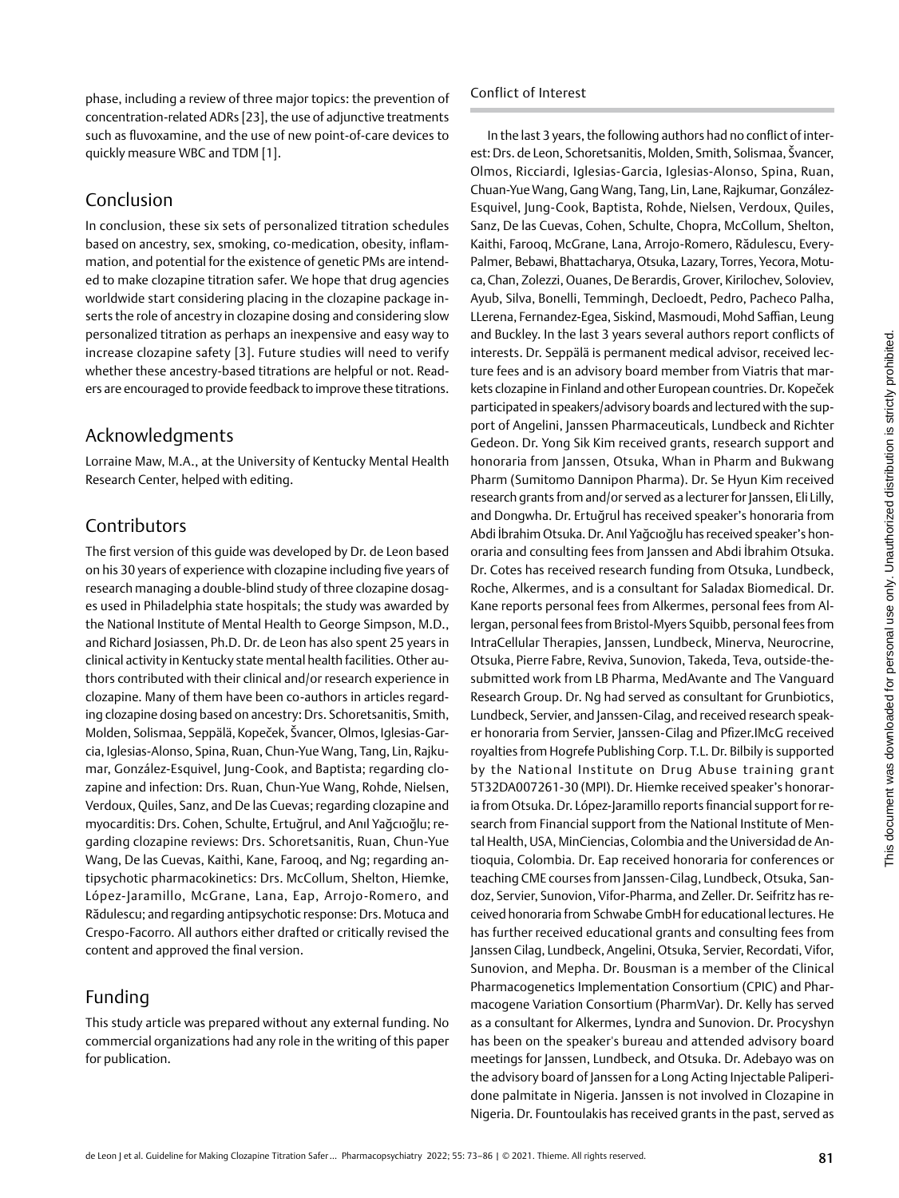phase, including a review of three major topics: the prevention of concentration-related ADRs [23], the use of adjunctive treatments such as fluvoxamine, and the use of new point-of-care devices to quickly measure WBC and TDM [1].

## Conclusion

In conclusion, these six sets of personalized titration schedules based on ancestry, sex, smoking, co-medication, obesity, inflammation, and potential for the existence of genetic PMs are intended to make clozapine titration safer. We hope that drug agencies worldwide start considering placing in the clozapine package inserts the role of ancestry in clozapine dosing and considering slow personalized titration as perhaps an inexpensive and easy way to increase clozapine safety [3]. Future studies will need to verify whether these ancestry-based titrations are helpful or not. Readers are encouraged to provide feedback to improve these titrations.

## Acknowledgments

Lorraine Maw, M.A., at the University of Kentucky Mental Health Research Center, helped with editing.

## Contributors

The first version of this guide was developed by Dr. de Leon based on his 30 years of experience with clozapine including five years of research managing a double-blind study of three clozapine dosages used in Philadelphia state hospitals; the study was awarded by the National Institute of Mental Health to George Simpson, M.D., and Richard Josiassen, Ph.D. Dr. de Leon has also spent 25 years in clinical activity in Kentucky state mental health facilities. Other authors contributed with their clinical and/or research experience in clozapine. Many of them have been co-authors in articles regarding clozapine dosing based on ancestry: Drs. Schoretsanitis, Smith, Molden, Solismaa, Seppälä, Kopeček, Švancer, Olmos, Iglesias-Garcia, Iglesias-Alonso, Spina, Ruan, Chun-Yue Wang, Tang, Lin, Rajkumar, González-Esquivel, Jung-Cook, and Baptista; regarding clozapine and infection: Drs. Ruan, Chun-Yue Wang, Rohde, Nielsen, Verdoux, Quiles, Sanz, and De las Cuevas; regarding clozapine and myocarditis: Drs. Cohen, Schulte, Ertuğrul, and Anıl Yağcıoğlu; regarding clozapine reviews: Drs. Schoretsanitis, Ruan, Chun-Yue Wang, De las Cuevas, Kaithi, Kane, Farooq, and Ng; regarding antipsychotic pharmacokinetics: Drs. McCollum, Shelton, Hiemke, López-Jaramillo, McGrane, Lana, Eap, Arrojo-Romero, and Rădulescu; and regarding antipsychotic response: Drs. Motuca and Crespo-Facorro. All authors either drafted or critically revised the content and approved the final version.

## Funding

This study article was prepared without any external funding. No commercial organizations had any role in the writing of this paper for publication.

## Conflict of Interest

In the last 3 years, the following authors had no conflict of interest: Drs. de Leon, Schoretsanitis, Molden, Smith, Solismaa, Švancer, Olmos, Ricciardi, Iglesias-Garcia, Iglesias-Alonso, Spina, Ruan, Chuan-Yue Wang, Gang Wang, Tang, Lin, Lane, Rajkumar, González-Esquivel, Jung-Cook, Baptista, Rohde, Nielsen, Verdoux, Quiles, Sanz, De las Cuevas, Cohen, Schulte, Chopra, McCollum, Shelton, Kaithi, Farooq, McGrane, Lana, Arrojo-Romero, Rădulescu, Every-Palmer, Bebawi, Bhattacharya, Otsuka, Lazary, Torres, Yecora, Motuca, Chan, Zolezzi, Ouanes, De Berardis, Grover, Kirilochev, Soloviev, Ayub, Silva, Bonelli, Temmingh, Decloedt, Pedro, Pacheco Palha, LLerena, Fernandez-Egea, Siskind, Masmoudi, Mohd Saffian, Leung and Buckley. In the last 3 years several authors report conflicts of interests. Dr. Seppälä is permanent medical advisor, received lecture fees and is an advisory board member from Viatris that markets clozapine in Finland and other European countries. Dr. Kopeček participated in speakers/advisory boards and lectured with the support of Angelini, Janssen Pharmaceuticals, Lundbeck and Richter Gedeon. Dr. Yong Sik Kim received grants, research support and honoraria from Janssen, Otsuka, Whan in Pharm and Bukwang Pharm (Sumitomo Dannipon Pharma). Dr. Se Hyun Kim received research grants from and/or served as a lecturer for Janssen, Eli Lilly, and Dongwha. Dr. Ertuğrul has received speaker's honoraria from Abdi İbrahim Otsuka. Dr. Anıl Yağcıoğlu has received speaker's honoraria and consulting fees from Janssen and Abdi İbrahim Otsuka. Dr. Cotes has received research funding from Otsuka, Lundbeck, Roche, Alkermes, and is a consultant for Saladax Biomedical. Dr. Kane reports personal fees from Alkermes, personal fees from Allergan, personal fees from Bristol-Myers Squibb, personal fees from IntraCellular Therapies, Janssen, Lundbeck, Minerva, Neurocrine, Otsuka, Pierre Fabre, Reviva, Sunovion, Takeda, Teva, outside-the-submitted work from LB Pharma, MedAvante and The Vanguard Research Group. Dr. Ng had served as consultant for Grunbiotics, Lundbeck, Servier, and Janssen-Cilag, and received research speaker honoraria from Servier, Janssen-Cilag and Pfizer.IMcG received royalties from Hogrefe Publishing Corp. T.L. Dr. Bilbily is supported by the National Institute on Drug Abuse training grant 5T32DA007261-30 (MPI). Dr. Hiemke received speaker's honoraria from Otsuka. Dr. López-Jaramillo reports financial support for research from Financial support from the National Institute of Mental Health, USA, MinCiencias, Colombia and the Universidad de Antioquia, Colombia. Dr. Eap received honoraria for conferences or teaching CME courses from Janssen-Cilag, Lundbeck, Otsuka, Sandoz, Servier, Sunovion, Vifor-Pharma, and Zeller. Dr. Seifritz has received honoraria from Schwabe GmbH for educational lectures. He has further received educational grants and consulting fees from Janssen Cilag, Lundbeck, Angelini, Otsuka, Servier, Recordati, Vifor, Sunovion, and Mepha. Dr. Bousman is a member of the Clinical Pharmacogenetics Implementation Consortium (CPIC) and Pharmacogene Variation Consortium (PharmVar). Dr. Kelly has served as a consultant for Alkermes, Lyndra and Sunovion. Dr. Procyshyn has been on the speaker's bureau and attended advisory board meetings for Janssen, Lundbeck, and Otsuka. Dr. Adebayo was on the advisory board of Janssen for a Long Acting Injectable Paliperidone palmitate in Nigeria. Janssen is not involved in Clozapine in Nigeria. Dr. Fountoulakis has received grants in the past, served as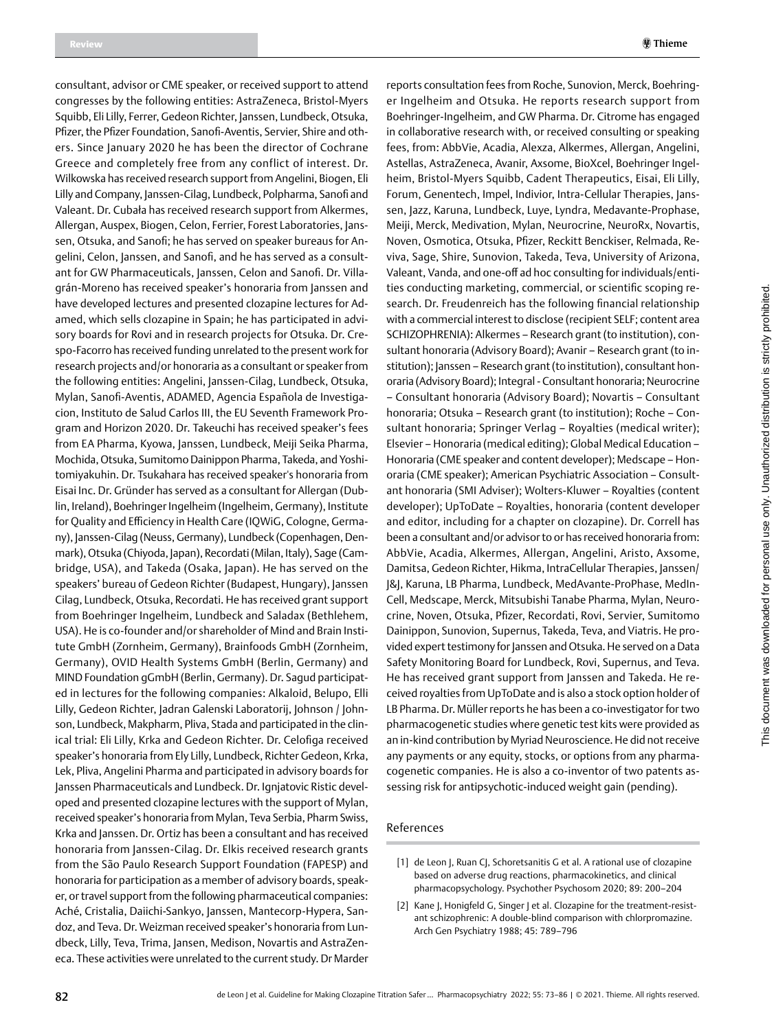consultant, advisor or CME speaker, or received support to attend congresses by the following entities: AstraZeneca, Bristol-Myers Squibb, Eli Lilly, Ferrer, Gedeon Richter, Janssen, Lundbeck, Otsuka, Pfizer, the Pfizer Foundation, Sanofi-Aventis, Servier, Shire and others. Since January 2020 he has been the director of Cochrane Greece and completely free from any conflict of interest. Dr. Wilkowska has received research support from Angelini, Biogen, Eli Lilly and Company, Janssen-Cilag, Lundbeck, Polpharma, Sanofi and Valeant. Dr. Cubała has received research support from Alkermes, Allergan, Auspex, Biogen, Celon, Ferrier, Forest Laboratories, Janssen, Otsuka, and Sanofi; he has served on speaker bureaus for Angelini, Celon, Janssen, and Sanofi, and he has served as a consultant for GW Pharmaceuticals, Janssen, Celon and Sanofi. Dr. Villagrán-Moreno has received speaker's honoraria from Janssen and have developed lectures and presented clozapine lectures for Adamed, which sells clozapine in Spain; he has participated in advisory boards for Rovi and in research projects for Otsuka. Dr. Crespo-Facorro has received funding unrelated to the present work for research projects and/or honoraria as a consultant or speaker from the following entities: Angelini, Janssen-Cilag, Lundbeck, Otsuka, Mylan, Sanofi-Aventis, ADAMED, Agencia Española de Investigacion, Instituto de Salud Carlos III, the EU Seventh Framework Program and Horizon 2020. Dr. Takeuchi has received speaker's fees from EA Pharma, Kyowa, Janssen, Lundbeck, Meiji Seika Pharma, Mochida, Otsuka, Sumitomo Dainippon Pharma, Takeda, and Yoshitomiyakuhin. Dr. Tsukahara has received speaker's honoraria from Eisai Inc. Dr. Gründer has served as a consultant for Allergan (Dublin, Ireland), Boehringer Ingelheim (Ingelheim, Germany), Institute for Quality and Efficiency in Health Care (IQWiG, Cologne, Germany), Janssen-Cilag (Neuss, Germany), Lundbeck (Copenhagen, Denmark), Otsuka (Chiyoda, Japan), Recordati (Milan, Italy), Sage (Cambridge, USA), and Takeda (Osaka, Japan). He has served on the speakers' bureau of Gedeon Richter (Budapest, Hungary), Janssen Cilag, Lundbeck, Otsuka, Recordati. He has received grant support from Boehringer Ingelheim, Lundbeck and Saladax (Bethlehem, USA). He is co-founder and/or shareholder of Mind and Brain Institute GmbH (Zornheim, Germany), Brainfoods GmbH (Zornheim, Germany), OVID Health Systems GmbH (Berlin, Germany) and MIND Foundation gGmbH (Berlin, Germany). Dr. Sagud participated in lectures for the following companies: Alkaloid, Belupo, Elli Lilly, Gedeon Richter, Jadran Galenski Laboratorij, Johnson / Johnson, Lundbeck, Makpharm, Pliva, Stada and participated in the clinical trial: Eli Lilly, Krka and Gedeon Richter. Dr. Celofiga received speaker's honoraria from Ely Lilly, Lundbeck, Richter Gedeon, Krka, Lek, Pliva, Angelini Pharma and participated in advisory boards for Janssen Pharmaceuticals and Lundbeck. Dr. Ignjatovic Ristic developed and presented clozapine lectures with the support of Mylan, received speaker's honoraria from Mylan, Teva Serbia, Pharm Swiss, Krka and Janssen. Dr. Ortiz has been a consultant and has received honoraria from Janssen-Cilag. Dr. Elkis received research grants from the São Paulo Research Support Foundation (FAPESP) and honoraria for participation as a member of advisory boards, speaker, or travel support from the following pharmaceutical companies: Aché, Cristalia, Daiichi-Sankyo, Janssen, Mantecorp-Hypera, Sandoz, and Teva. Dr. Weizman received speaker's honoraria from Lundbeck, Lilly, Teva, Trima, Jansen, Medison, Novartis and AstraZeneca. These activities were unrelated to the current study. Dr Marder reports consultation fees from Roche, Sunovion, Merck, Boehringer Ingelheim and Otsuka. He reports research support from Boehringer-Ingelheim, and GW Pharma. Dr. Citrome has engaged in collaborative research with, or received consulting or speaking fees, from: AbbVie, Acadia, Alexza, Alkermes, Allergan, Angelini, Astellas, AstraZeneca, Avanir, Axsome, BioXcel, Boehringer Ingelheim, Bristol-Myers Squibb, Cadent Therapeutics, Eisai, Eli Lilly, Forum, Genentech, Impel, Indivior, Intra-Cellular Therapies, Janssen, Jazz, Karuna, Lundbeck, Luye, Lyndra, Medavante-Prophase, Meiji, Merck, Medivation, Mylan, Neurocrine, NeuroRx, Novartis, Noven, Osmotica, Otsuka, Pfizer, Reckitt Benckiser, Relmada, Reviva, Sage, Shire, Sunovion, Takeda, Teva, University of Arizona, Valeant, Vanda, and one-off ad hoc consulting for individuals/entities conducting marketing, commercial, or scientific scoping research. Dr. Freudenreich has the following financial relationship with a commercial interest to disclose (recipient SELF; content area SCHIZOPHRENIA): Alkermes – Research grant (to institution), consultant honoraria (Advisory Board); Avanir – Research grant (to institution); Janssen – Research grant (to institution), consultant honoraria (Advisory Board); Integral - Consultant honoraria; Neurocrine – Consultant honoraria (Advisory Board); Novartis – Consultant honoraria; Otsuka – Research grant (to institution); Roche – Consultant honoraria; Springer Verlag – Royalties (medical writer); Elsevier – Honoraria (medical editing); Global Medical Education – Honoraria (CME speaker and content developer); Medscape – Honoraria (CME speaker); American Psychiatric Association – Consultant honoraria (SMI Adviser); Wolters-Kluwer – Royalties (content developer); UpToDate – Royalties, honoraria (content developer and editor, including for a chapter on clozapine). Dr. Correll has been a consultant and/or advisor to or has received honoraria from: AbbVie, Acadia, Alkermes, Allergan, Angelini, Aristo, Axsome, Damitsa, Gedeon Richter, Hikma, IntraCellular Therapies, Janssen/J&J, Karuna, LB Pharma, Lundbeck, MedAvante-ProPhase, MedInCell, Medscape, Merck, Mitsubishi Tanabe Pharma, Mylan, Neurocrine, Noven, Otsuka, Pfizer, Recordati, Rovi, Servier, Sumitomo Dainippon, Sunovion, Supernus, Takeda, Teva, and Viatris. He provided expert testimony for Janssen and Otsuka. He served on a Data Safety Monitoring Board for Lundbeck, Rovi, Supernus, and Teva. He has received grant support from Janssen and Takeda. He received royalties from UpToDate and is also a stock option holder of LB Pharma. Dr. Müller reports he has been a co-investigator for two pharmacogenetic studies where genetic test kits were provided as an in-kind contribution by Myriad Neuroscience. He did not receive any payments or any equity, stocks, or options from any pharmacogenetic companies. He is also a co-inventor of two patents assessing risk for antipsychotic-induced weight gain (pending).

## References

[1] de Leon J, Ruan CJ, Schoretsanitis G et al. A rational use of clozapine based on adverse drug reactions, pharmacokinetics, and clinical pharmacopsychology. Psychother Psychosom 2020; 89: 200–204

[2] Kane J, Honigfeld G, Singer J et al. Clozapine for the treatment-resistant schizophrenic: A double-blind comparison with chlorpromazine. Arch Gen Psychiatry 1988; 45: 789–796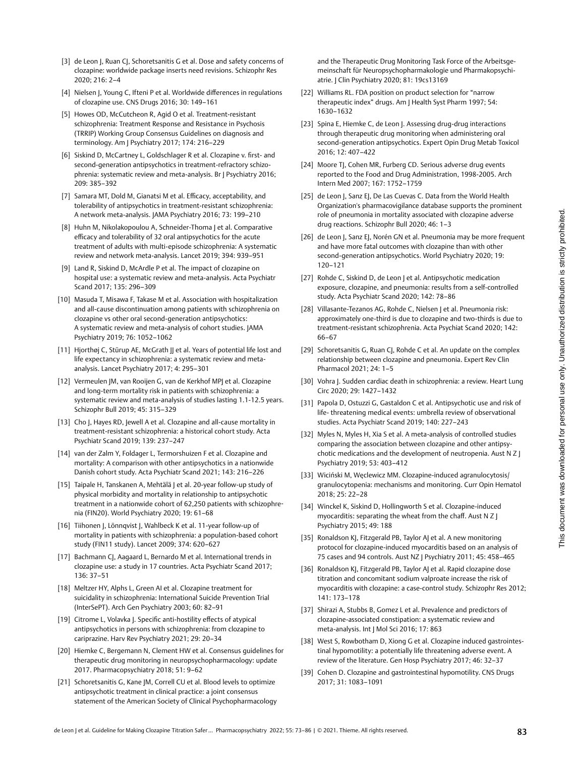[3] de Leon J, Ruan CJ, Schoretsanitis G et al. Dose and safety concerns of clozapine: worldwide package inserts need revisions. Schizophr Res 2020; 216: 2–4

[4] Nielsen J, Young C, Ifteni P et al. Worldwide differences in regulations of clozapine use. CNS Drugs 2016; 30: 149–161

[5] Howes OD, McCutcheon R, Agid O et al. Treatment-resistant schizophrenia: Treatment Response and Resistance in Psychosis (TRRIP) Working Group Consensus Guidelines on diagnosis and terminology. Am J Psychiatry 2017; 174: 216–229

[6] Siskind D, McCartney L, Goldschlager R et al. Clozapine v. first- and second-generation antipsychotics in treatment-refractory schizophrenia: systematic review and meta-analysis. Br J Psychiatry 2016; 209: 385–392

[7] Samara MT, Dold M, Gianatsi M et al. Efficacy, acceptability, and tolerability of antipsychotics in treatment-resistant schizophrenia: A network meta-analysis. JAMA Psychiatry 2016; 73: 199–210

[8] Huhn M, Nikolakopoulou A, Schneider-Thoma J et al. Comparative efficacy and tolerability of 32 oral antipsychotics for the acute treatment of adults with multi-episode schizophrenia: A systematic review and network meta-analysis. Lancet 2019; 394: 939–951

[9] Land R, Siskind D, McArdle P et al. The impact of clozapine on hospital use: a systematic review and meta-analysis. Acta Psychiatr Scand 2017; 135: 296–309

[10] Masuda T, Misawa F, Takase M et al. Association with hospitalization and all-cause discontinuation among patients with schizophrenia on clozapine vs other oral second-generation antipsychotics: A systematic review and meta-analysis of cohort studies. JAMA Psychiatry 2019; 76: 1052–1062

[11] Hjorthøj C, Stürup AE, McGrath JJ et al. Years of potential life lost and life expectancy in schizophrenia: a systematic review and meta-analysis. Lancet Psychiatry 2017; 4: 295–301

[12] Vermeulen JM, van Rooijen G, van de Kerkhof MPJ et al. Clozapine and long-term mortality risk in patients with schizophrenia: a systematic review and meta-analysis of studies lasting 1.1-12.5 years. Schizophr Bull 2019; 45: 315–329

[13] Cho J, Hayes RD, Jewell A et al. Clozapine and all-cause mortality in treatment-resistant schizophrenia: a historical cohort study. Acta Psychiatr Scand 2019; 139: 237–247

[14] van der Zalm Y, Foldager L, Termorshuizen F et al. Clozapine and mortality: A comparison with other antipsychotics in a nationwide Danish cohort study. Acta Psychiatr Scand 2021; 143: 216–226

[15] Taipale H, Tanskanen A, Mehtälä J et al. 20-year follow-up study of physical morbidity and mortality in relationship to antipsychotic treatment in a nationwide cohort of 62,250 patients with schizophrenia (FIN20). World Psychiatry 2020; 19: 61–68

[16] Tiihonen J, Lönnqvist J, Wahlbeck K et al. 11-year follow-up of mortality in patients with schizophrenia: a population-based cohort study (FIN11 study). Lancet 2009; 374: 620–627

[17] Bachmann CJ, Aagaard L, Bernardo M et al. International trends in clozapine use: a study in 17 countries. Acta Psychiatr Scand 2017; 136: 37–51

[18] Meltzer HY, Alphs L, Green AI et al. Clozapine treatment for suicidality in schizophrenia: International Suicide Prevention Trial (InterSePT). Arch Gen Psychiatry 2003; 60: 82–91

[19] Citrome L, Volavka J. Specific anti-hostility effects of atypical antipsychotics in persons with schizophrenia: from clozapine to cariprazine. Harv Rev Psychiatry 2021; 29: 20–34

[20] Hiemke C, Bergemann N, Clement HW et al. Consensus guidelines for therapeutic drug monitoring in neuropsychopharmacology: update 2017. Pharmacopsychiatry 2018; 51: 9–62

[21] Schoretsanitis G, Kane JM, Correll CU et al. Blood levels to optimize antipsychotic treatment in clinical practice: a joint consensus statement of the American Society of Clinical Psychopharmacology and the Therapeutic Drug Monitoring Task Force of the Arbeitsgemeinschaft für Neuropsychopharmakologie und Pharmakopsychiatrie. J Clin Psychiatry 2020; 81: 19cs13169

[22] Williams RL. FDA position on product selection for "narrow therapeutic index" drugs. Am J Health Syst Pharm 1997; 54: 1630–1632

[23] Spina E, Hiemke C, de Leon J. Assessing drug-drug interactions through therapeutic drug monitoring when administering oral second-generation antipsychotics. Expert Opin Drug Metab Toxicol 2016; 12: 407–422

[24] Moore TJ, Cohen MR, Furberg CD. Serious adverse drug events reported to the Food and Drug Administration, 1998-2005. Arch Intern Med 2007; 167: 1752–1759

[25] de Leon J, Sanz EJ, De Las Cuevas C. Data from the World Health Organization's pharmacovigilance database supports the prominent role of pneumonia in mortality associated with clozapine adverse drug reactions. Schizophr Bull 2020; 46: 1–3

[26] de Leon J, Sanz EJ, Norén GN et al. Pneumonia may be more frequent and have more fatal outcomes with clozapine than with other second-generation antipsychotics. World Psychiatry 2020; 19: 120–121

[27] Rohde C, Siskind D, de Leon J et al. Antipsychotic medication exposure, clozapine, and pneumonia: results from a self-controlled study. Acta Psychiatr Scand 2020; 142: 78–86

[28] Villasante-Tezanos AG, Rohde C, Nielsen J et al. Pneumonia risk: approximately one-third is due to clozapine and two-thirds is due to treatment-resistant schizophrenia. Acta Psychiat Scand 2020; 142: 66–67

[29] Schoretsanitis G, Ruan CJ, Rohde C et al. An update on the complex relationship between clozapine and pneumonia. Expert Rev Clin Pharmacol 2021; 24: 1–5

[30] Vohra J. Sudden cardiac death in schizophrenia: a review. Heart Lung Circ 2020; 29: 1427–1432

[31] Papola D, Ostuzzi G, Gastaldon C et al. Antipsychotic use and risk of life- threatening medical events: umbrella review of observational studies. Acta Psychiatr Scand 2019; 140: 227–243

[32] Myles N, Myles H, Xia S et al. A meta-analysis of controlled studies comparing the association between clozapine and other antipsychotic medications and the development of neutropenia. Aust N Z J Psychiatry 2019; 53: 403–412

[33] Wiciński M, Węclewicz MM. Clozapine-induced agranulocytosis/granulocytopenia: mechanisms and monitoring. Curr Opin Hematol 2018; 25: 22–28

[34] Winckel K, Siskind D, Hollingworth S et al. Clozapine-induced myocarditis: separating the wheat from the chaff. Aust N Z J Psychiatry 2015; 49: 188

[35] Ronaldson KJ, Fitzgerald PB, Taylor AJ et al. A new monitoring protocol for clozapine-induced myocarditis based on an analysis of 75 cases and 94 controls. Aust NZ J Psychiatry 2011; 45: 458–465

[36] Ronaldson KJ, Fitzgerald PB, Taylor AJ et al. Rapid clozapine dose titration and concomitant sodium valproate increase the risk of myocarditis with clozapine: a case-control study. Schizophr Res 2012; 141: 173–178

[37] Shirazi A, Stubbs B, Gomez L et al. Prevalence and predictors of clozapine-associated constipation: a systematic review and meta-analysis. Int J Mol Sci 2016; 17: 863

[38] West S, Rowbotham D, Xiong G et al. Clozapine induced gastrointestinal hypomotility: a potentially life threatening adverse event. A review of the literature. Gen Hosp Psychiatry 2017; 46: 32–37

[39] Cohen D. Clozapine and gastrointestinal hypomotility. CNS Drugs 2017; 31: 1083–1091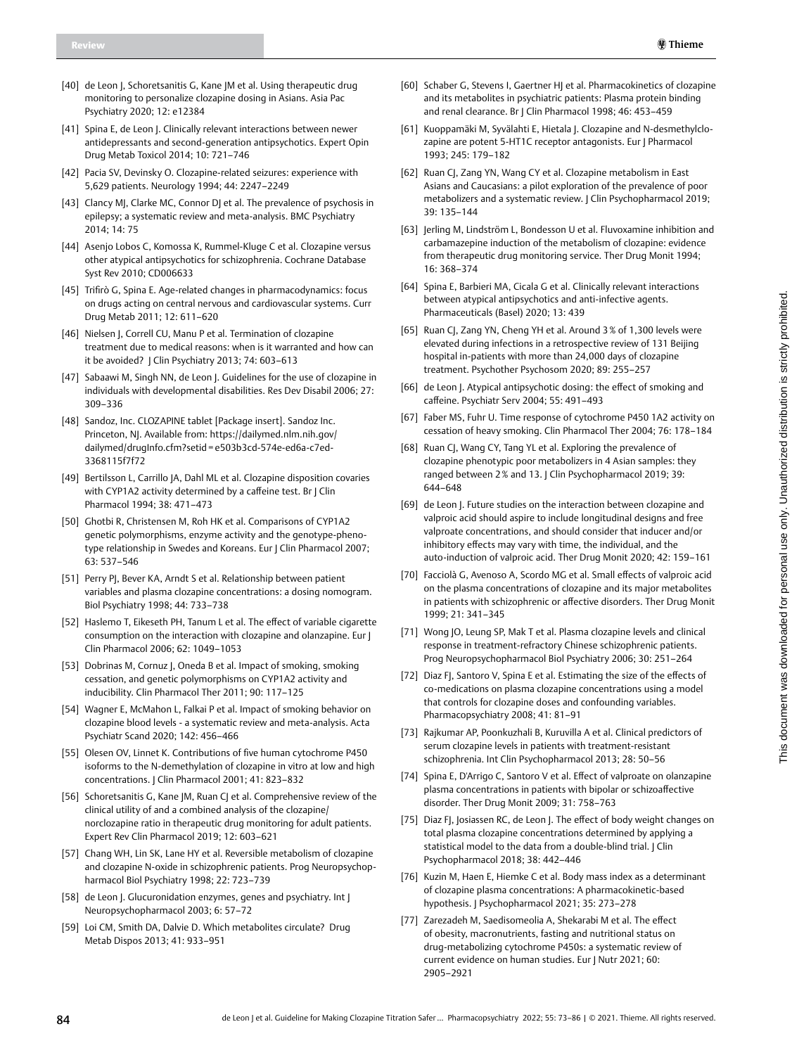[40] de Leon J, Schoretsanitis G, Kane JM et al. Using therapeutic drug monitoring to personalize clozapine dosing in Asians. Asia Pac Psychiatry 2020; 12: e12384

[41] Spina E, de Leon J. Clinically relevant interactions between newer antidepressants and second-generation antipsychotics. Expert Opin Drug Metab Toxicol 2014; 10: 721–746

[42] Pacia SV, Devinsky O. Clozapine-related seizures: experience with 5,629 patients. Neurology 1994; 44: 2247–2249

[43] Clancy MJ, Clarke MC, Connor DJ et al. The prevalence of psychosis in epilepsy; a systematic review and meta-analysis. BMC Psychiatry 2014; 14: 75

[44] Asenjo Lobos C, Komossa K, Rummel-Kluge C et al. Clozapine versus other atypical antipsychotics for schizophrenia. Cochrane Database Syst Rev 2010; CD006633

[45] Trifirò G, Spina E. Age-related changes in pharmacodynamics: focus on drugs acting on central nervous and cardiovascular systems. Curr Drug Metab 2011; 12: 611–620

[46] Nielsen J, Correll CU, Manu P et al. Termination of clozapine treatment due to medical reasons: when is it warranted and how can it be avoided? J Clin Psychiatry 2013; 74: 603–613

[47] Sabaawi M, Singh NN, de Leon J. Guidelines for the use of clozapine in individuals with developmental disabilities. Res Dev Disabil 2006; 27: 309–336

[48] Sandoz, Inc. CLOZAPINE tablet [Package insert]. Sandoz Inc. Princeton, NJ. Available from: https://dailymed.nlm.nih.gov/dailymed/drugInfo.cfm?setid=e503b3cd-574e-ed6a-c7ed-3368115f7f72

[49] Bertilsson L, Carrillo JA, Dahl ML et al. Clozapine disposition covaries with CYP1A2 activity determined by a caffeine test. Br J Clin Pharmacol 1994; 38: 471–473

[50] Ghotbi R, Christensen M, Roh HK et al. Comparisons of CYP1A2 genetic polymorphisms, enzyme activity and the genotype-phenotype relationship in Swedes and Koreans. Eur J Clin Pharmacol 2007; 63: 537–546

[51] Perry PJ, Bever KA, Arndt S et al. Relationship between patient variables and plasma clozapine concentrations: a dosing nomogram. Biol Psychiatry 1998; 44: 733–738

[52] Haslemo T, Eikeseth PH, Tanum L et al. The effect of variable cigarette consumption on the interaction with clozapine and olanzapine. Eur J Clin Pharmacol 2006; 62: 1049–1053

[53] Dobrinas M, Cornuz J, Oneda B et al. Impact of smoking, smoking cessation, and genetic polymorphisms on CYP1A2 activity and inducibility. Clin Pharmacol Ther 2011; 90: 117–125

[54] Wagner E, McMahon L, Falkai P et al. Impact of smoking behavior on clozapine blood levels - a systematic review and meta-analysis. Acta Psychiatr Scand 2020; 142: 456–466

[55] Olesen OV, Linnet K. Contributions of five human cytochrome P450 isoforms to the N-demethylation of clozapine in vitro at low and high concentrations. J Clin Pharmacol 2001; 41: 823–832

[56] Schoretsanitis G, Kane JM, Ruan CJ et al. Comprehensive review of the clinical utility of and a combined analysis of the clozapine/norclozapine ratio in therapeutic drug monitoring for adult patients. Expert Rev Clin Pharmacol 2019; 12: 603–621

[57] Chang WH, Lin SK, Lane HY et al. Reversible metabolism of clozapine and clozapine N-oxide in schizophrenic patients. Prog Neuropsychopharmacol Biol Psychiatry 1998; 22: 723–739

[58] de Leon J. Glucuronidation enzymes, genes and psychiatry. Int J Neuropsychopharmacol 2003; 6: 57–72

[59] Loi CM, Smith DA, Dalvie D. Which metabolites circulate? Drug Metab Dispos 2013; 41: 933–951

[60] Schaber G, Stevens I, Gaertner HJ et al. Pharmacokinetics of clozapine and its metabolites in psychiatric patients: Plasma protein binding and renal clearance. Br J Clin Pharmacol 1998; 46: 453–459

[61] Kuoppamäki M, Syvälahti E, Hietala J. Clozapine and N-desmethylclozapine are potent 5-HT1C receptor antagonists. Eur J Pharmacol 1993; 245: 179–182

[62] Ruan CJ, Zang YN, Wang CY et al. Clozapine metabolism in East Asians and Caucasians: a pilot exploration of the prevalence of poor metabolizers and a systematic review. J Clin Psychopharmacol 2019; 39: 135–144

[63] Jerling M, Lindström L, Bondesson U et al. Fluvoxamine inhibition and carbamazepine induction of the metabolism of clozapine: evidence from therapeutic drug monitoring service. Ther Drug Monit 1994; 16: 368–374

[64] Spina E, Barbieri MA, Cicala G et al. Clinically relevant interactions between atypical antipsychotics and anti-infective agents. Pharmaceuticals (Basel) 2020; 13: 439

[65] Ruan CJ, Zang YN, Cheng YH et al. Around 3% of 1,300 levels were elevated during infections in a retrospective review of 131 Beijing hospital in-patients with more than 24,000 days of clozapine treatment. Psychother Psychosom 2020; 89: 255–257

[66] de Leon J. Atypical antipsychotic dosing: the effect of smoking and caffeine. Psychiatr Serv 2004; 55: 491–493

[67] Faber MS, Fuhr U. Time response of cytochrome P450 1A2 activity on cessation of heavy smoking. Clin Pharmacol Ther 2004; 76: 178–184

[68] Ruan CJ, Wang CY, Tang YL et al. Exploring the prevalence of clozapine phenotypic poor metabolizers in 4 Asian samples: they ranged between 2% and 13. J Clin Psychopharmacol 2019; 39: 644–648

[69] de Leon J. Future studies on the interaction between clozapine and valproic acid should aspire to include longitudinal designs and free valproate concentrations, and should consider that inducer and/or inhibitory effects may vary with time, the individual, and the auto-induction of valproic acid. Ther Drug Monit 2020; 42: 159–161

[70] Facciolà G, Avenoso A, Scordo MG et al. Small effects of valproic acid on the plasma concentrations of clozapine and its major metabolites in patients with schizophrenic or affective disorders. Ther Drug Monit 1999; 21: 341–345

[71] Wong JO, Leung SP, Mak T et al. Plasma clozapine levels and clinical response in treatment-refractory Chinese schizophrenic patients. Prog Neuropsychopharmacol Biol Psychiatry 2006; 30: 251–264

[72] Diaz FJ, Santoro V, Spina E et al. Estimating the size of the effects of co-medications on plasma clozapine concentrations using a model that controls for clozapine doses and confounding variables. Pharmacopsychiatry 2008; 41: 81–91

[73] Rajkumar AP, Poonkuzhali B, Kuruvilla A et al. Clinical predictors of serum clozapine levels in patients with treatment-resistant schizophrenia. Int Clin Psychopharmacol 2013; 28: 50–56

[74] Spina E, D'Arrigo C, Santoro V et al. Effect of valproate on olanzapine plasma concentrations in patients with bipolar or schizoaffective disorder. Ther Drug Monit 2009; 31: 758–763

[75] Diaz FJ, Josiassen RC, de Leon J. The effect of body weight changes on total plasma clozapine concentrations determined by applying a statistical model to the data from a double-blind trial. J Clin Psychopharmacol 2018; 38: 442–446

[76] Kuzin M, Haen E, Hiemke C et al. Body mass index as a determinant of clozapine plasma concentrations: A pharmacokinetic-based hypothesis. J Psychopharmacol 2021; 35: 273–278

[77] Zarezadeh M, Saedisomeolia A, Shekarabi M et al. The effect of obesity, macronutrients, fasting and nutritional status on drug-metabolizing cytochrome P450s: a systematic review of current evidence on human studies. Eur J Nutr 2021; 60: 2905–2921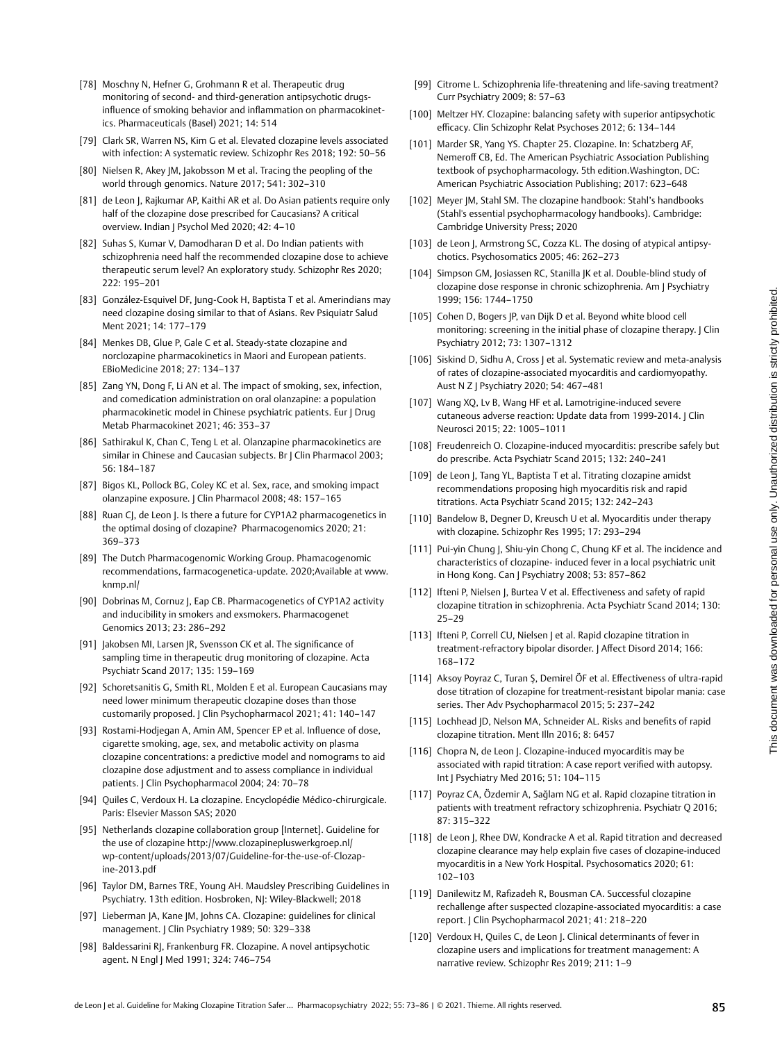[78] Moschny N, Hefner G, Grohmann R et al. Therapeutic drug monitoring of second- and third-generation antipsychotic drugs-influence of smoking behavior and inflammation on pharmacokinetics. Pharmaceuticals (Basel) 2021; 14: 514

[79] Clark SR, Warren NS, Kim G et al. Elevated clozapine levels associated with infection: A systematic review. Schizophr Res 2018; 192: 50–56

[80] Nielsen R, Akey JM, Jakobsson M et al. Tracing the peopling of the world through genomics. Nature 2017; 541: 302–310

[81] de Leon J, Rajkumar AP, Kaithi AR et al. Do Asian patients require only half of the clozapine dose prescribed for Caucasians? A critical overview. Indian J Psychol Med 2020; 42: 4–10

[82] Suhas S, Kumar V, Damodharan D et al. Do Indian patients with schizophrenia need half the recommended clozapine dose to achieve therapeutic serum level? An exploratory study. Schizophr Res 2020; 222: 195–201

[83] González-Esquivel DF, Jung-Cook H, Baptista T et al. Amerindians may need clozapine dosing similar to that of Asians. Rev Psiquiatr Salud Ment 2021; 14: 177–179

[84] Menkes DB, Glue P, Gale C et al. Steady-state clozapine and norclozapine pharmacokinetics in Maori and European patients. EBioMedicine 2018; 27: 134–137

[85] Zang YN, Dong F, Li AN et al. The impact of smoking, sex, infection, and comedication administration on oral olanzapine: a population pharmacokinetic model in Chinese psychiatric patients. Eur J Drug Metab Pharmacokinet 2021; 46: 353–37

[86] Sathirakul K, Chan C, Teng L et al. Olanzapine pharmacokinetics are similar in Chinese and Caucasian subjects. Br J Clin Pharmacol 2003; 56: 184–187

[87] Bigos KL, Pollock BG, Coley KC et al. Sex, race, and smoking impact olanzapine exposure. J Clin Pharmacol 2008; 48: 157–165

[88] Ruan CJ, de Leon J. Is there a future for CYP1A2 pharmacogenetics in the optimal dosing of clozapine? Pharmacogenomics 2020; 21: 369–373

[89] The Dutch Pharmacogenomic Working Group. Phamacogenomic recommendations, farmacogenetica-update. 2020;Available at www.knmp.nl/

[90] Dobrinas M, Cornuz J, Eap CB. Pharmacogenetics of CYP1A2 activity and inducibility in smokers and exsmokers. Pharmacogenet Genomics 2013; 23: 286–292

[91] Jakobsen MI, Larsen JR, Svensson CK et al. The significance of sampling time in therapeutic drug monitoring of clozapine. Acta Psychiatr Scand 2017; 135: 159–169

[92] Schoretsanitis G, Smith RL, Molden E et al. European Caucasians may need lower minimum therapeutic clozapine doses than those customarily proposed. J Clin Psychopharmacol 2021; 41: 140–147

[93] Rostami-Hodjegan A, Amin AM, Spencer EP et al. Influence of dose, cigarette smoking, age, sex, and metabolic activity on plasma clozapine concentrations: a predictive model and nomograms to aid clozapine dose adjustment and to assess compliance in individual patients. J Clin Psychopharmacol 2004; 24: 70–78

[94] Quiles C, Verdoux H. La clozapine. Encyclopédie Médico-chirurgicale. Paris: Elsevier Masson SAS; 2020

[95] Netherlands clozapine collaboration group [Internet]. Guideline for the use of clozapine http://www.clozapinepluswerkgroep.nl/wp-content/uploads/2013/07/Guideline-for-the-use-of-Clozapine-2013.pdf

[96] Taylor DM, Barnes TRE, Young AH. Maudsley Prescribing Guidelines in Psychiatry. 13th edition. Hosbroken, NJ: Wiley-Blackwell; 2018

[97] Lieberman JA, Kane JM, Johns CA. Clozapine: guidelines for clinical management. J Clin Psychiatry 1989; 50: 329–338

[98] Baldessarini RJ, Frankenburg FR. Clozapine. A novel antipsychotic agent. N Engl J Med 1991; 324: 746–754

[99] Citrome L. Schizophrenia life-threatening and life-saving treatment? Curr Psychiatry 2009; 8: 57–63

[100] Meltzer HY. Clozapine: balancing safety with superior antipsychotic efficacy. Clin Schizophr Relat Psychoses 2012; 6: 134–144

[101] Marder SR, Yang YS. Chapter 25. Clozapine. In: Schatzberg AF, Nemeroff CB, Ed. The American Psychiatric Association Publishing textbook of psychopharmacology. 5th edition.Washington, DC: American Psychiatric Association Publishing; 2017: 623–648

[102] Meyer JM, Stahl SM. The clozapine handbook: Stahl's handbooks (Stahl's essential psychopharmacology handbooks). Cambridge: Cambridge University Press; 2020

[103] de Leon J, Armstrong SC, Cozza KL. The dosing of atypical antipsychotics. Psychosomatics 2005; 46: 262–273

[104] Simpson GM, Josiassen RC, Stanilla JK et al. Double-blind study of clozapine dose response in chronic schizophrenia. Am J Psychiatry 1999; 156: 1744–1750

[105] Cohen D, Bogers JP, van Dijk D et al. Beyond white blood cell monitoring: screening in the initial phase of clozapine therapy. J Clin Psychiatry 2012; 73: 1307–1312

[106] Siskind D, Sidhu A, Cross J et al. Systematic review and meta-analysis of rates of clozapine-associated myocarditis and cardiomyopathy. Aust N Z J Psychiatry 2020; 54: 467–481

[107] Wang XQ, Lv B, Wang HF et al. Lamotrigine-induced severe cutaneous adverse reaction: Update data from 1999-2014. J Clin Neurosci 2015; 22: 1005–1011

[108] Freudenreich O. Clozapine-induced myocarditis: prescribe safely but do prescribe. Acta Psychiatr Scand 2015; 132: 240–241

[109] de Leon J, Tang YL, Baptista T et al. Titrating clozapine amidst recommendations proposing high myocarditis risk and rapid titrations. Acta Psychiatr Scand 2015; 132: 242–243

[110] Bandelow B, Degner D, Kreusch U et al. Myocarditis under therapy with clozapine. Schizophr Res 1995; 17: 293–294

[111] Pui-yin Chung J, Shiu-yin Chong C, Chung KF et al. The incidence and characteristics of clozapine- induced fever in a local psychiatric unit in Hong Kong. Can J Psychiatry 2008; 53: 857–862

[112] Ifteni P, Nielsen J, Burtea V et al. Effectiveness and safety of rapid clozapine titration in schizophrenia. Acta Psychiatr Scand 2014; 130: 25–29

[113] Ifteni P, Correll CU, Nielsen J et al. Rapid clozapine titration in treatment-refractory bipolar disorder. J Affect Disord 2014; 166: 168–172

[114] Aksoy Poyraz C, Turan Ş, Demirel ÖF et al. Effectiveness of ultra-rapid dose titration of clozapine for treatment-resistant bipolar mania: case series. Ther Adv Psychopharmacol 2015; 5: 237–242

[115] Lochhead JD, Nelson MA, Schneider AL. Risks and benefits of rapid clozapine titration. Ment Illn 2016; 8: 6457

[116] Chopra N, de Leon J. Clozapine-induced myocarditis may be associated with rapid titration: A case report verified with autopsy. Int J Psychiatry Med 2016; 51: 104–115

[117] Poyraz CA, Özdemir A, Sağlam NG et al. Rapid clozapine titration in patients with treatment refractory schizophrenia. Psychiatr Q 2016; 87: 315–322

[118] de Leon J, Rhee DW, Kondracke A et al. Rapid titration and decreased clozapine clearance may help explain five cases of clozapine-induced myocarditis in a New York Hospital. Psychosomatics 2020; 61: 102–103

[119] Danilewitz M, Rafizadeh R, Bousman CA. Successful clozapine rechallenge after suspected clozapine-associated myocarditis: a case report. J Clin Psychopharmacol 2021; 41: 218–220

[120] Verdoux H, Quiles C, de Leon J. Clinical determinants of fever in clozapine users and implications for treatment management: A narrative review. Schizophr Res 2019; 211: 1–9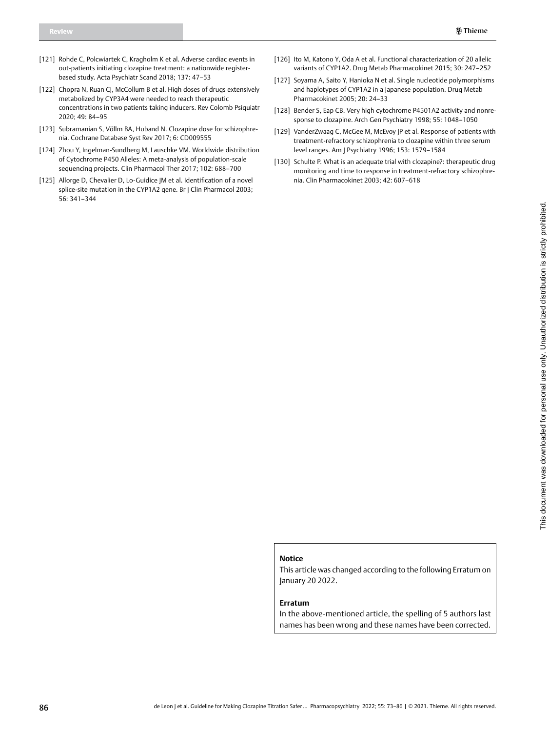[121] Rohde C, Polcwiartek C, Kragholm K et al. Adverse cardiac events in out-patients initiating clozapine treatment: a nationwide register-based study. Acta Psychiatr Scand 2018; 137: 47–53

[122] Chopra N, Ruan CJ, McCollum B et al. High doses of drugs extensively metabolized by CYP3A4 were needed to reach therapeutic concentrations in two patients taking inducers. Rev Colomb Psiquiatr 2020; 49: 84–95

[123] Subramanian S, Völlm BA, Huband N. Clozapine dose for schizophrenia. Cochrane Database Syst Rev 2017; 6: CD009555

[124] Zhou Y, Ingelman-Sundberg M, Lauschke VM. Worldwide distribution of Cytochrome P450 Alleles: A meta-analysis of population-scale sequencing projects. Clin Pharmacol Ther 2017; 102: 688–700

[125] Allorge D, Chevalier D, Lo-Guidice JM et al. Identification of a novel splice-site mutation in the CYP1A2 gene. Br J Clin Pharmacol 2003; 56: 341–344

[126] Ito M, Katono Y, Oda A et al. Functional characterization of 20 allelic variants of CYP1A2. Drug Metab Pharmacokinet 2015; 30: 247–252

[127] Soyama A, Saito Y, Hanioka N et al. Single nucleotide polymorphisms and haplotypes of CYP1A2 in a Japanese population. Drug Metab Pharmacokinet 2005; 20: 24–33

[128] Bender S, Eap CB. Very high cytochrome P4501A2 activity and nonresponse to clozapine. Arch Gen Psychiatry 1998; 55: 1048–1050

[129] VanderZwaag C, McGee M, McEvoy JP et al. Response of patients with treatment-refractory schizophrenia to clozapine within three serum level ranges. Am J Psychiatry 1996; 153: 1579–1584

[130] Schulte P. What is an adequate trial with clozapine?: therapeutic drug monitoring and time to response in treatment-refractory schizophrenia. Clin Pharmacokinet 2003; 42: 607–618

**Notice**

This article was changed according to the following Erratum on January 20 2022.

**Erratum**

In the above-mentioned article, the spelling of 5 authors last names has been wrong and these names have been corrected.